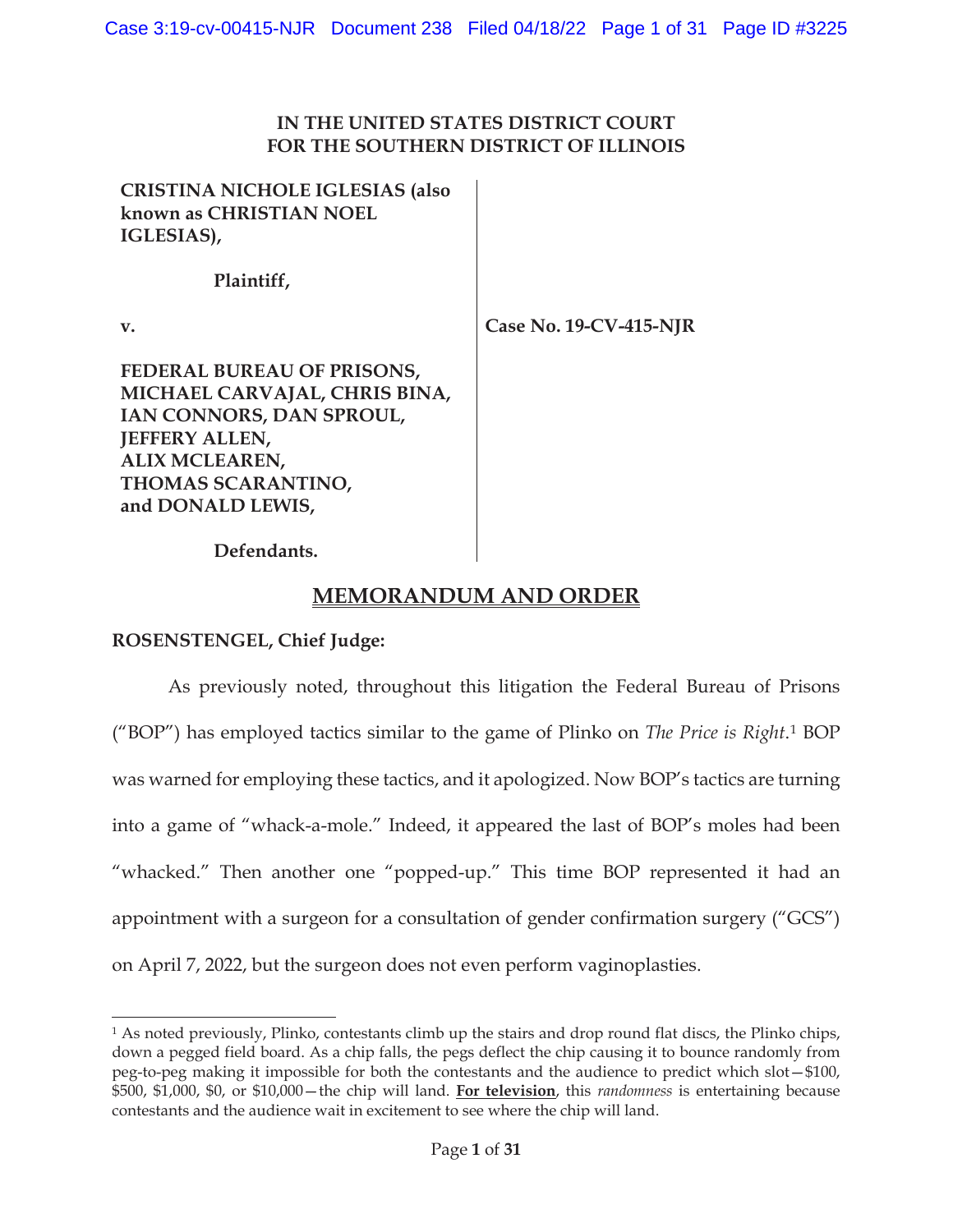**IN THE UNITED STATES DISTRICT COURT**
**FOR THE SOUTHERN DISTRICT OF ILLINOIS**

**CRISTINA NICHOLE IGLESIAS (also known as CHRISTIAN NOEL IGLESIAS),**

**Plaintiff,**

**v.**

**FEDERAL BUREAU OF PRISONS, MICHAEL CARVAJAL, CHRIS BINA, IAN CONNORS, DAN SPROUL, JEFFERY ALLEN, ALIX MCLEAREN, THOMAS SCARANTINO, and DONALD LEWIS,**

**Defendants.**

**Case No. 19-CV-415-NJR**

# MEMORANDUM AND ORDER

**ROSENSTENGEL, Chief Judge:**

As previously noted, throughout this litigation the Federal Bureau of Prisons ("BOP") has employed tactics similar to the game of Plinko on *The Price is Right*.[1] BOP was warned for employing these tactics, and it apologized. Now BOP's tactics are turning into a game of "whack-a-mole." Indeed, it appeared the last of BOP's moles had been "whacked." Then another one "popped-up." This time BOP represented it had an appointment with a surgeon for a consultation of gender confirmation surgery ("GCS") on April 7, 2022, but the surgeon does not even perform vaginoplasties.

[1] As noted previously, Plinko, contestants climb up the stairs and drop round flat discs, the Plinko chips, down a pegged field board. As a chip falls, the pegs deflect the chip causing it to bounce randomly from peg-to-peg making it impossible for both the contestants and the audience to predict which slot—$100, $500, $1,000, $0, or $10,000—the chip will land. **For television**, this *randomness* is entertaining because contestants and the audience wait in excitement to see where the chip will land.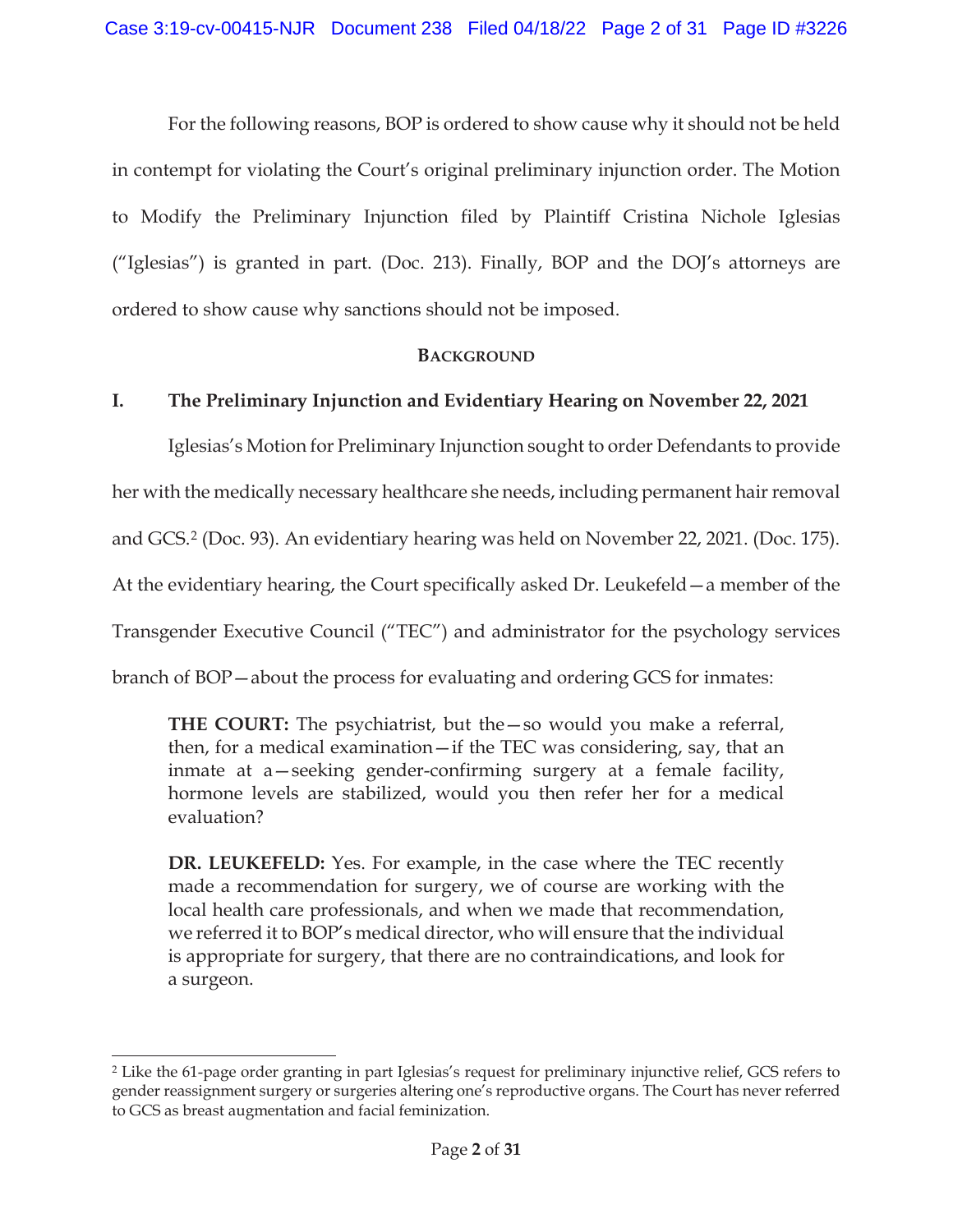For the following reasons, BOP is ordered to show cause why it should not be held in contempt for violating the Court's original preliminary injunction order. The Motion to Modify the Preliminary Injunction filed by Plaintiff Cristina Nichole Iglesias ("Iglesias") is granted in part. (Doc. 213). Finally, BOP and the DOJ's attorneys are ordered to show cause why sanctions should not be imposed.

## BACKGROUND

### I. The Preliminary Injunction and Evidentiary Hearing on November 22, 2021

Iglesias's Motion for Preliminary Injunction sought to order Defendants to provide her with the medically necessary healthcare she needs, including permanent hair removal and GCS.[2] (Doc. 93). An evidentiary hearing was held on November 22, 2021. (Doc. 175). At the evidentiary hearing, the Court specifically asked Dr. Leukefeld—a member of the Transgender Executive Council ("TEC") and administrator for the psychology services branch of BOP—about the process for evaluating and ordering GCS for inmates:

> **THE COURT:** The psychiatrist, but the—so would you make a referral, then, for a medical examination—if the TEC was considering, say, that an inmate at a—seeking gender-confirming surgery at a female facility, hormone levels are stabilized, would you then refer her for a medical evaluation?
>
> **DR. LEUKEFELD:** Yes. For example, in the case where the TEC recently made a recommendation for surgery, we of course are working with the local health care professionals, and when we made that recommendation, we referred it to BOP's medical director, who will ensure that the individual is appropriate for surgery, that there are no contraindications, and look for a surgeon.

[2] Like the 61-page order granting in part Iglesias's request for preliminary injunctive relief, GCS refers to gender reassignment surgery or surgeries altering one's reproductive organs. The Court has never referred to GCS as breast augmentation and facial feminization.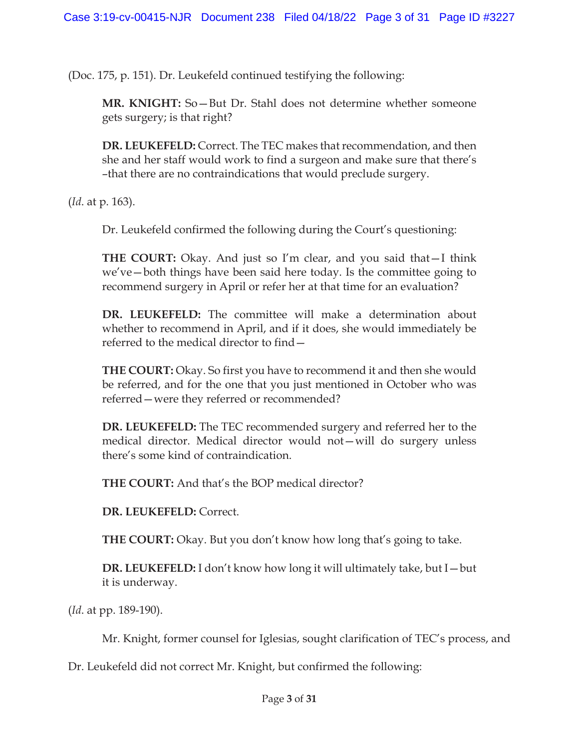(Doc. 175, p. 151). Dr. Leukefeld continued testifying the following:

> **MR. KNIGHT:** So—But Dr. Stahl does not determine whether someone gets surgery; is that right?
>
> **DR. LEUKEFELD:** Correct. The TEC makes that recommendation, and then she and her staff would work to find a surgeon and make sure that there's –that there are no contraindications that would preclude surgery.

(*Id*. at p. 163).

Dr. Leukefeld confirmed the following during the Court's questioning:

> **THE COURT:** Okay. And just so I'm clear, and you said that—I think we've—both things have been said here today. Is the committee going to recommend surgery in April or refer her at that time for an evaluation?
>
> **DR. LEUKEFELD:** The committee will make a determination about whether to recommend in April, and if it does, she would immediately be referred to the medical director to find—
>
> **THE COURT:** Okay. So first you have to recommend it and then she would be referred, and for the one that you just mentioned in October who was referred—were they referred or recommended?
>
> **DR. LEUKEFELD:** The TEC recommended surgery and referred her to the medical director. Medical director would not—will do surgery unless there's some kind of contraindication.
>
> **THE COURT:** And that's the BOP medical director?
>
> **DR. LEUKEFELD:** Correct.
>
> **THE COURT:** Okay. But you don't know how long that's going to take.
>
> **DR. LEUKEFELD:** I don't know how long it will ultimately take, but I—but it is underway.

(*Id*. at pp. 189-190).

Mr. Knight, former counsel for Iglesias, sought clarification of TEC's process, and Dr. Leukefeld did not correct Mr. Knight, but confirmed the following: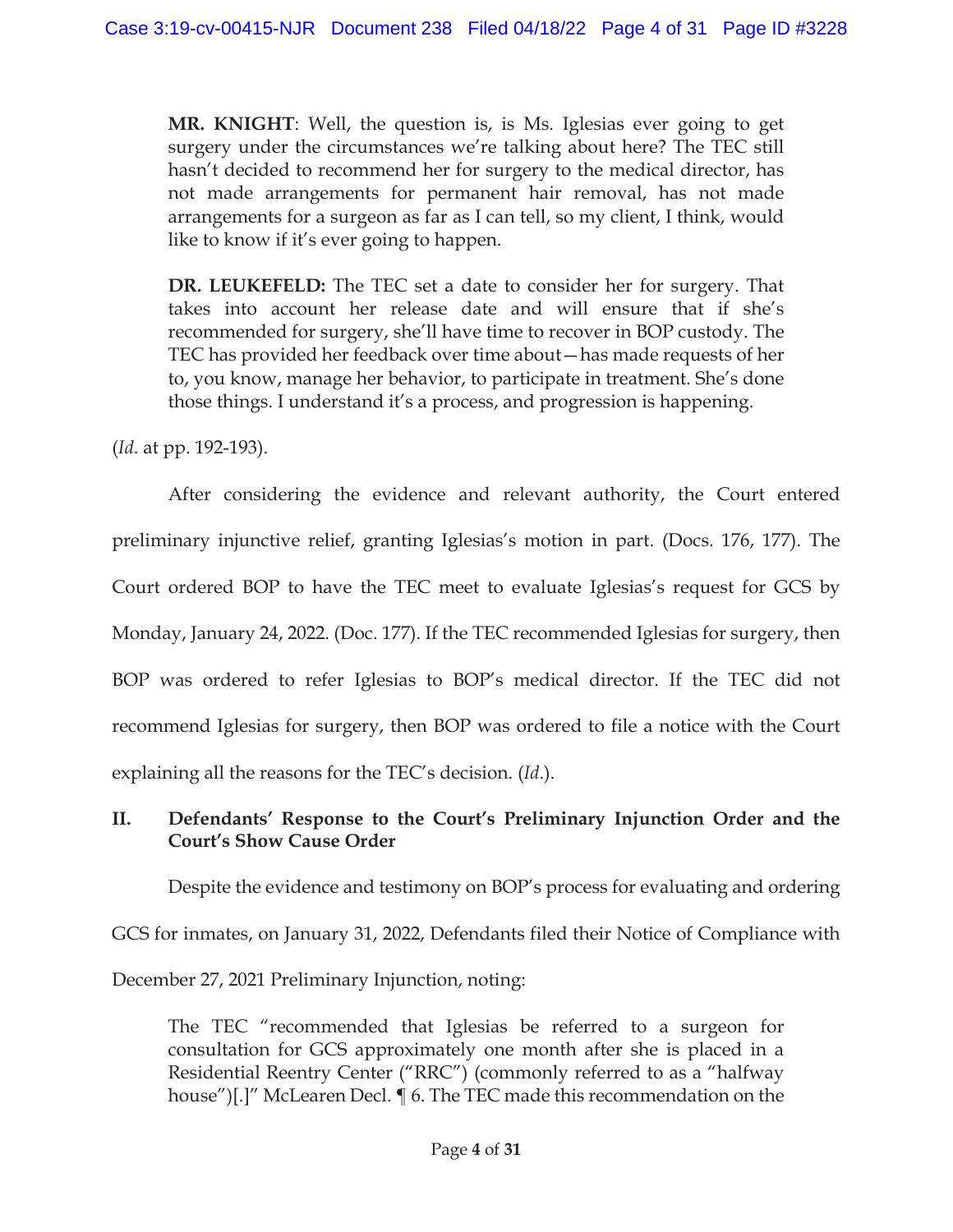> **MR. KNIGHT**: Well, the question is, is Ms. Iglesias ever going to get surgery under the circumstances we're talking about here? The TEC still hasn't decided to recommend her for surgery to the medical director, has not made arrangements for permanent hair removal, has not made arrangements for a surgeon as far as I can tell, so my client, I think, would like to know if it's ever going to happen.
>
> **DR. LEUKEFELD:** The TEC set a date to consider her for surgery. That takes into account her release date and will ensure that if she's recommended for surgery, she'll have time to recover in BOP custody. The TEC has provided her feedback over time about—has made requests of her to, you know, manage her behavior, to participate in treatment. She's done those things. I understand it's a process, and progression is happening.

(*Id*. at pp. 192-193).

After considering the evidence and relevant authority, the Court entered preliminary injunctive relief, granting Iglesias's motion in part. (Docs. 176, 177). The Court ordered BOP to have the TEC meet to evaluate Iglesias's request for GCS by Monday, January 24, 2022. (Doc. 177). If the TEC recommended Iglesias for surgery, then BOP was ordered to refer Iglesias to BOP's medical director. If the TEC did not recommend Iglesias for surgery, then BOP was ordered to file a notice with the Court explaining all the reasons for the TEC's decision. (*Id*.).

## II. Defendants' Response to the Court's Preliminary Injunction Order and the Court's Show Cause Order

Despite the evidence and testimony on BOP's process for evaluating and ordering GCS for inmates, on January 31, 2022, Defendants filed their Notice of Compliance with December 27, 2021 Preliminary Injunction, noting:

> The TEC "recommended that Iglesias be referred to a surgeon for consultation for GCS approximately one month after she is placed in a Residential Reentry Center ("RRC") (commonly referred to as a "halfway house")[.]" McLearen Decl. ¶ 6. The TEC made this recommendation on the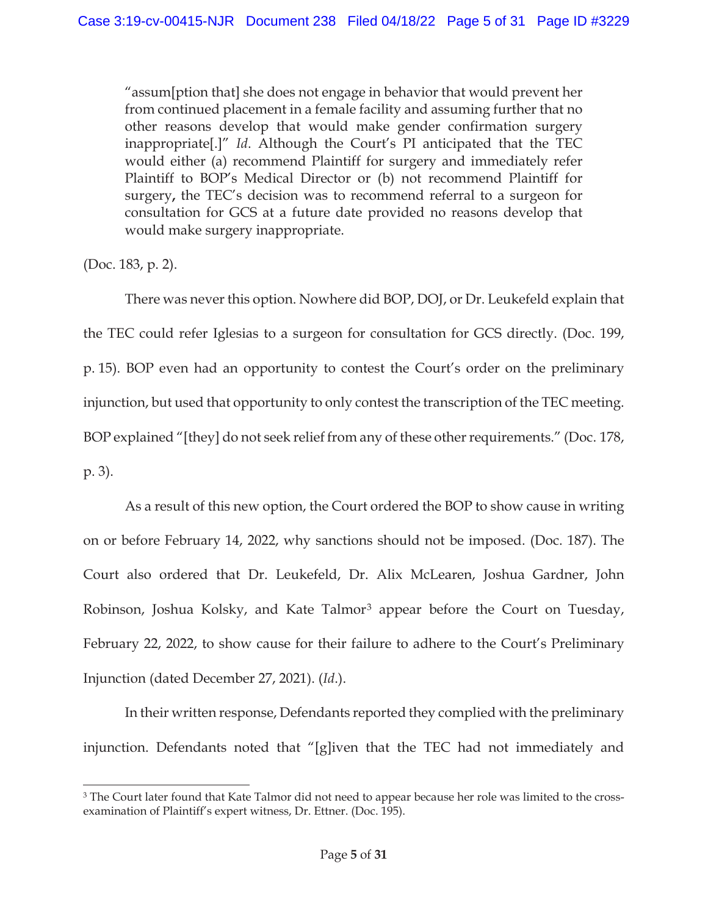> "assum[ption that] she does not engage in behavior that would prevent her from continued placement in a female facility and assuming further that no other reasons develop that would make gender confirmation surgery inappropriate[.]" *Id*. Although the Court's PI anticipated that the TEC would either (a) recommend Plaintiff for surgery and immediately refer Plaintiff to BOP's Medical Director or (b) not recommend Plaintiff for surgery**,** the TEC's decision was to recommend referral to a surgeon for consultation for GCS at a future date provided no reasons develop that would make surgery inappropriate.

(Doc. 183, p. 2).

There was never this option. Nowhere did BOP, DOJ, or Dr. Leukefeld explain that the TEC could refer Iglesias to a surgeon for consultation for GCS directly. (Doc. 199, p. 15). BOP even had an opportunity to contest the Court's order on the preliminary injunction, but used that opportunity to only contest the transcription of the TEC meeting. BOP explained "[they] do not seek relief from any of these other requirements." (Doc. 178, p. 3).

As a result of this new option, the Court ordered the BOP to show cause in writing on or before February 14, 2022, why sanctions should not be imposed. (Doc. 187). The Court also ordered that Dr. Leukefeld, Dr. Alix McLearen, Joshua Gardner, John Robinson, Joshua Kolsky, and Kate Talmor[3] appear before the Court on Tuesday, February 22, 2022, to show cause for their failure to adhere to the Court's Preliminary Injunction (dated December 27, 2021). (*Id*.).

In their written response, Defendants reported they complied with the preliminary injunction. Defendants noted that "[g]iven that the TEC had not immediately and

[3] The Court later found that Kate Talmor did not need to appear because her role was limited to the cross-examination of Plaintiff's expert witness, Dr. Ettner. (Doc. 195).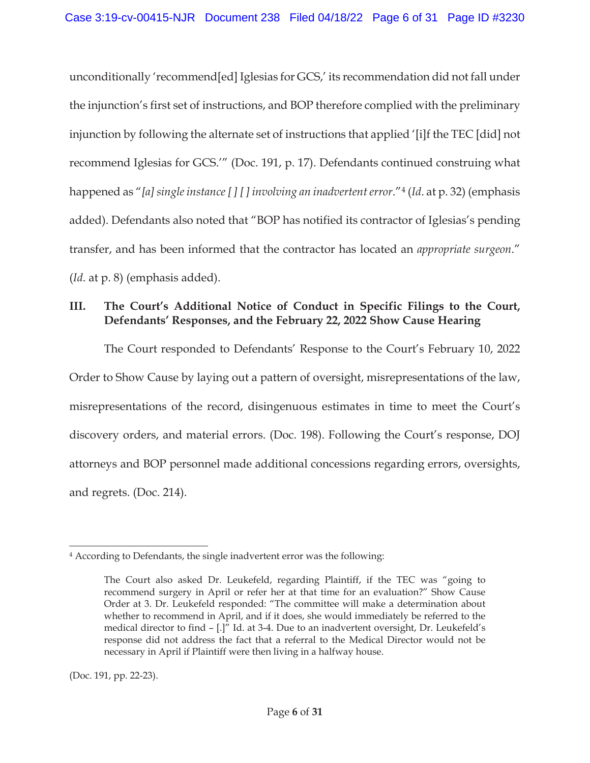unconditionally 'recommend[ed] Iglesias for GCS,' its recommendation did not fall under the injunction's first set of instructions, and BOP therefore complied with the preliminary injunction by following the alternate set of instructions that applied '[i]f the TEC [did] not recommend Iglesias for GCS.'" (Doc. 191, p. 17). Defendants continued construing what happened as "*[a] single instance [ ] [ ] involving an inadvertent error*."[4] (*Id*. at p. 32) (emphasis added). Defendants also noted that "BOP has notified its contractor of Iglesias's pending transfer, and has been informed that the contractor has located an *appropriate surgeon*." (*Id*. at p. 8) (emphasis added).

## III. The Court's Additional Notice of Conduct in Specific Filings to the Court, Defendants' Responses, and the February 22, 2022 Show Cause Hearing

The Court responded to Defendants' Response to the Court's February 10, 2022 Order to Show Cause by laying out a pattern of oversight, misrepresentations of the law, misrepresentations of the record, disingenuous estimates in time to meet the Court's discovery orders, and material errors. (Doc. 198). Following the Court's response, DOJ attorneys and BOP personnel made additional concessions regarding errors, oversights, and regrets. (Doc. 214).

---

[4] According to Defendants, the single inadvertent error was the following:

> The Court also asked Dr. Leukefeld, regarding Plaintiff, if the TEC was "going to recommend surgery in April or refer her at that time for an evaluation?" Show Cause Order at 3. Dr. Leukefeld responded: "The committee will make a determination about whether to recommend in April, and if it does, she would immediately be referred to the medical director to find – [.]" Id. at 3-4. Due to an inadvertent oversight, Dr. Leukefeld's response did not address the fact that a referral to the Medical Director would not be necessary in April if Plaintiff were then living in a halfway house.

(Doc. 191, pp. 22-23).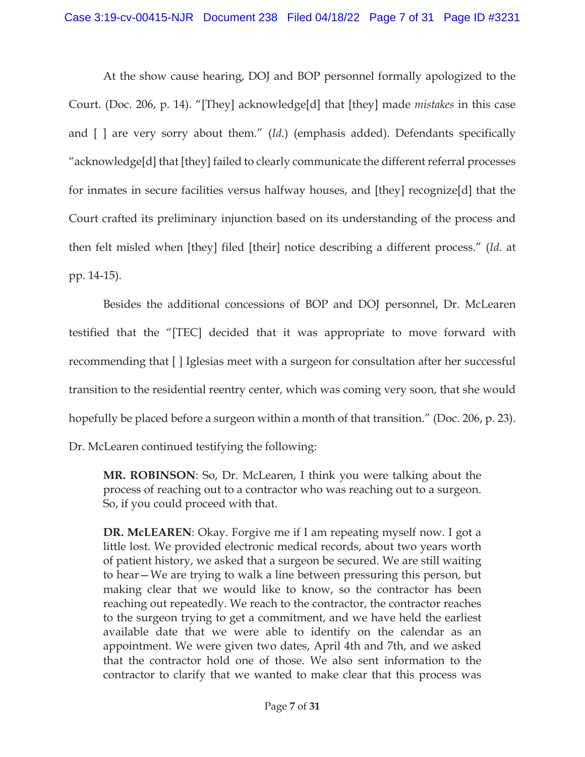At the show cause hearing, DOJ and BOP personnel formally apologized to the Court. (Doc. 206, p. 14). "[They] acknowledge[d] that [they] made *mistakes* in this case and [ ] are very sorry about them." (*Id.*) (emphasis added). Defendants specifically "acknowledge[d] that [they] failed to clearly communicate the different referral processes for inmates in secure facilities versus halfway houses, and [they] recognize[d] that the Court crafted its preliminary injunction based on its understanding of the process and then felt misled when [they] filed [their] notice describing a different process." (*Id.* at pp. 14-15).

Besides the additional concessions of BOP and DOJ personnel, Dr. McLearen testified that the "[TEC] decided that it was appropriate to move forward with recommending that [ ] Iglesias meet with a surgeon for consultation after her successful transition to the residential reentry center, which was coming very soon, that she would hopefully be placed before a surgeon within a month of that transition." (Doc. 206, p. 23). Dr. McLearen continued testifying the following:

> **MR. ROBINSON**: So, Dr. McLearen, I think you were talking about the process of reaching out to a contractor who was reaching out to a surgeon. So, if you could proceed with that.
>
> **DR. McLEAREN**: Okay. Forgive me if I am repeating myself now. I got a little lost. We provided electronic medical records, about two years worth of patient history, we asked that a surgeon be secured. We are still waiting to hear—We are trying to walk a line between pressuring this person, but making clear that we would like to know, so the contractor has been reaching out repeatedly. We reach to the contractor, the contractor reaches to the surgeon trying to get a commitment, and we have held the earliest available date that we were able to identify on the calendar as an appointment. We were given two dates, April 4th and 7th, and we asked that the contractor hold one of those. We also sent information to the contractor to clarify that we wanted to make clear that this process was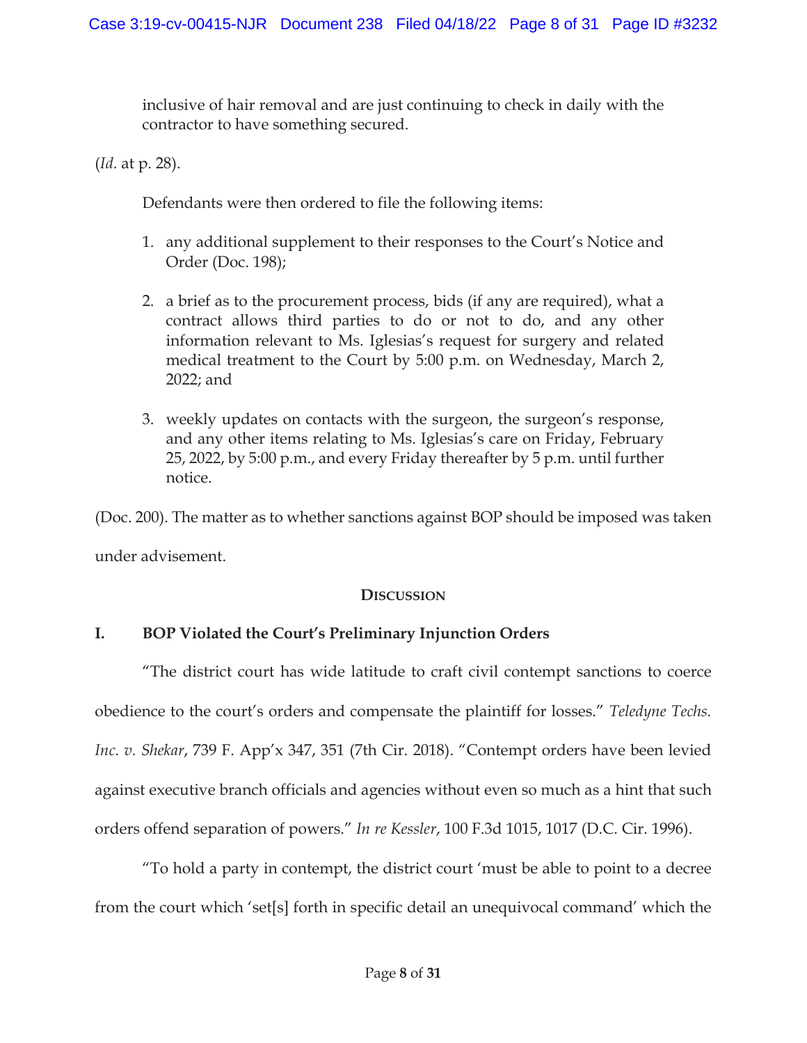> inclusive of hair removal and are just continuing to check in daily with the contractor to have something secured.

(*Id*. at p. 28).

Defendants were then ordered to file the following items:

1. any additional supplement to their responses to the Court's Notice and Order (Doc. 198);

2. a brief as to the procurement process, bids (if any are required), what a contract allows third parties to do or not to do, and any other information relevant to Ms. Iglesias's request for surgery and related medical treatment to the Court by 5:00 p.m. on Wednesday, March 2, 2022; and

3. weekly updates on contacts with the surgeon, the surgeon's response, and any other items relating to Ms. Iglesias's care on Friday, February 25, 2022, by 5:00 p.m., and every Friday thereafter by 5 p.m. until further notice.

(Doc. 200). The matter as to whether sanctions against BOP should be imposed was taken under advisement.

## DISCUSSION

### I. BOP Violated the Court's Preliminary Injunction Orders

"The district court has wide latitude to craft civil contempt sanctions to coerce obedience to the court's orders and compensate the plaintiff for losses." *Teledyne Techs. Inc. v. Shekar*, 739 F. App'x 347, 351 (7th Cir. 2018). "Contempt orders have been levied against executive branch officials and agencies without even so much as a hint that such orders offend separation of powers." *In re Kessler*, 100 F.3d 1015, 1017 (D.C. Cir. 1996).

"To hold a party in contempt, the district court 'must be able to point to a decree from the court which 'set[s] forth in specific detail an unequivocal command' which the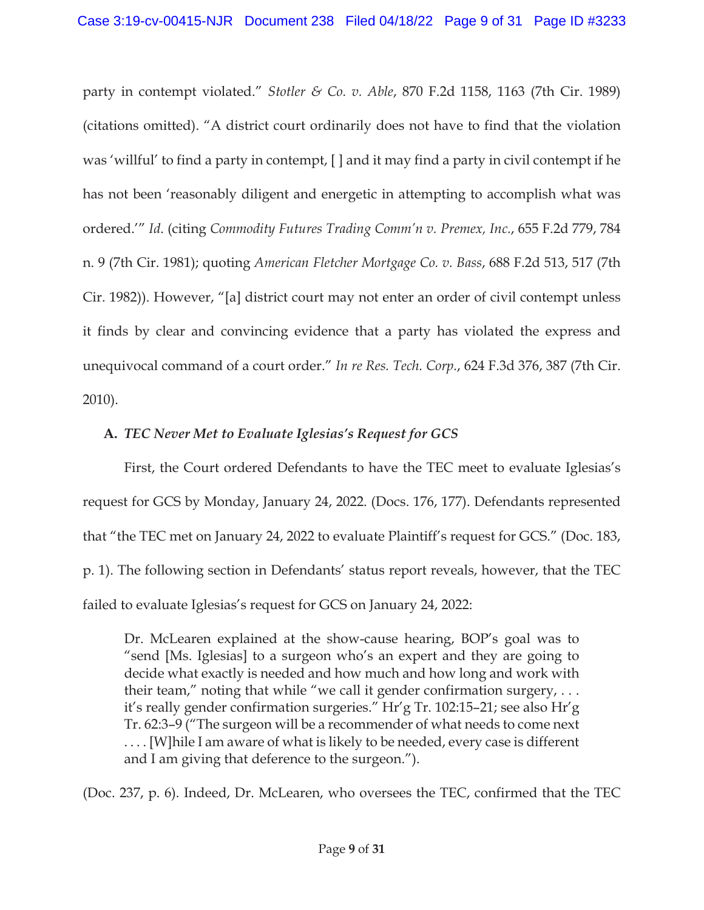party in contempt violated." *Stotler & Co. v. Able*, 870 F.2d 1158, 1163 (7th Cir. 1989) (citations omitted). "A district court ordinarily does not have to find that the violation was 'willful' to find a party in contempt, [ ] and it may find a party in civil contempt if he has not been 'reasonably diligent and energetic in attempting to accomplish what was ordered.'" *Id.* (citing *Commodity Futures Trading Comm'n v. Premex, Inc.*, 655 F.2d 779, 784 n. 9 (7th Cir. 1981); quoting *American Fletcher Mortgage Co. v. Bass*, 688 F.2d 513, 517 (7th Cir. 1982)). However, "[a] district court may not enter an order of civil contempt unless it finds by clear and convincing evidence that a party has violated the express and unequivocal command of a court order." *In re Res. Tech. Corp.*, 624 F.3d 376, 387 (7th Cir. 2010).

**A. *TEC Never Met to Evaluate Iglesias's Request for GCS***

First, the Court ordered Defendants to have the TEC meet to evaluate Iglesias's request for GCS by Monday, January 24, 2022. (Docs. 176, 177). Defendants represented that "the TEC met on January 24, 2022 to evaluate Plaintiff's request for GCS." (Doc. 183, p. 1). The following section in Defendants' status report reveals, however, that the TEC failed to evaluate Iglesias's request for GCS on January 24, 2022:

> Dr. McLearen explained at the show-cause hearing, BOP's goal was to "send [Ms. Iglesias] to a surgeon who's an expert and they are going to decide what exactly is needed and how much and how long and work with their team," noting that while "we call it gender confirmation surgery, . . . it's really gender confirmation surgeries." Hr'g Tr. 102:15–21; see also Hr'g Tr. 62:3–9 ("The surgeon will be a recommender of what needs to come next . . . . [W]hile I am aware of what is likely to be needed, every case is different and I am giving that deference to the surgeon.").

(Doc. 237, p. 6). Indeed, Dr. McLearen, who oversees the TEC, confirmed that the TEC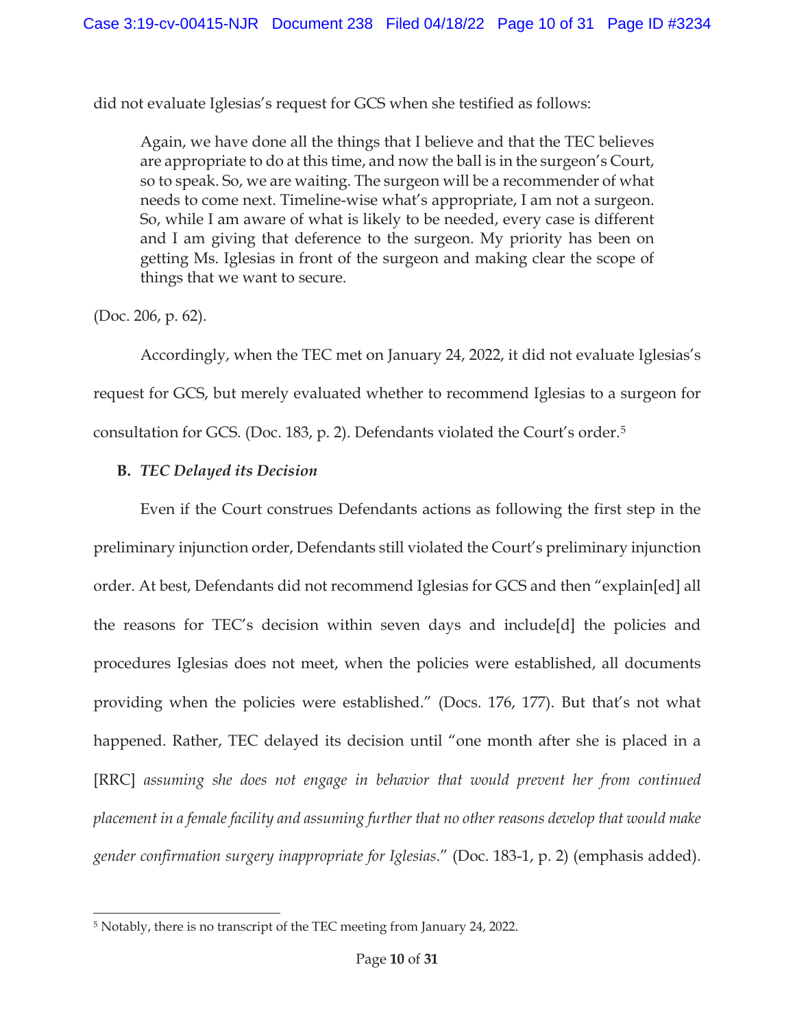did not evaluate Iglesias's request for GCS when she testified as follows:

> Again, we have done all the things that I believe and that the TEC believes are appropriate to do at this time, and now the ball is in the surgeon's Court, so to speak. So, we are waiting. The surgeon will be a recommender of what needs to come next. Timeline-wise what's appropriate, I am not a surgeon. So, while I am aware of what is likely to be needed, every case is different and I am giving that deference to the surgeon. My priority has been on getting Ms. Iglesias in front of the surgeon and making clear the scope of things that we want to secure.

(Doc. 206, p. 62).

Accordingly, when the TEC met on January 24, 2022, it did not evaluate Iglesias's request for GCS, but merely evaluated whether to recommend Iglesias to a surgeon for consultation for GCS. (Doc. 183, p. 2). Defendants violated the Court's order.[5]

**B. *TEC Delayed its Decision***

Even if the Court construes Defendants actions as following the first step in the preliminary injunction order, Defendants still violated the Court's preliminary injunction order. At best, Defendants did not recommend Iglesias for GCS and then "explain[ed] all the reasons for TEC's decision within seven days and include[d] the policies and procedures Iglesias does not meet, when the policies were established, all documents providing when the policies were established." (Docs. 176, 177). But that's not what happened. Rather, TEC delayed its decision until "one month after she is placed in a [RRC] *assuming she does not engage in behavior that would prevent her from continued placement in a female facility and assuming further that no other reasons develop that would make gender confirmation surgery inappropriate for Iglesias*." (Doc. 183-1, p. 2) (emphasis added).

[5] Notably, there is no transcript of the TEC meeting from January 24, 2022.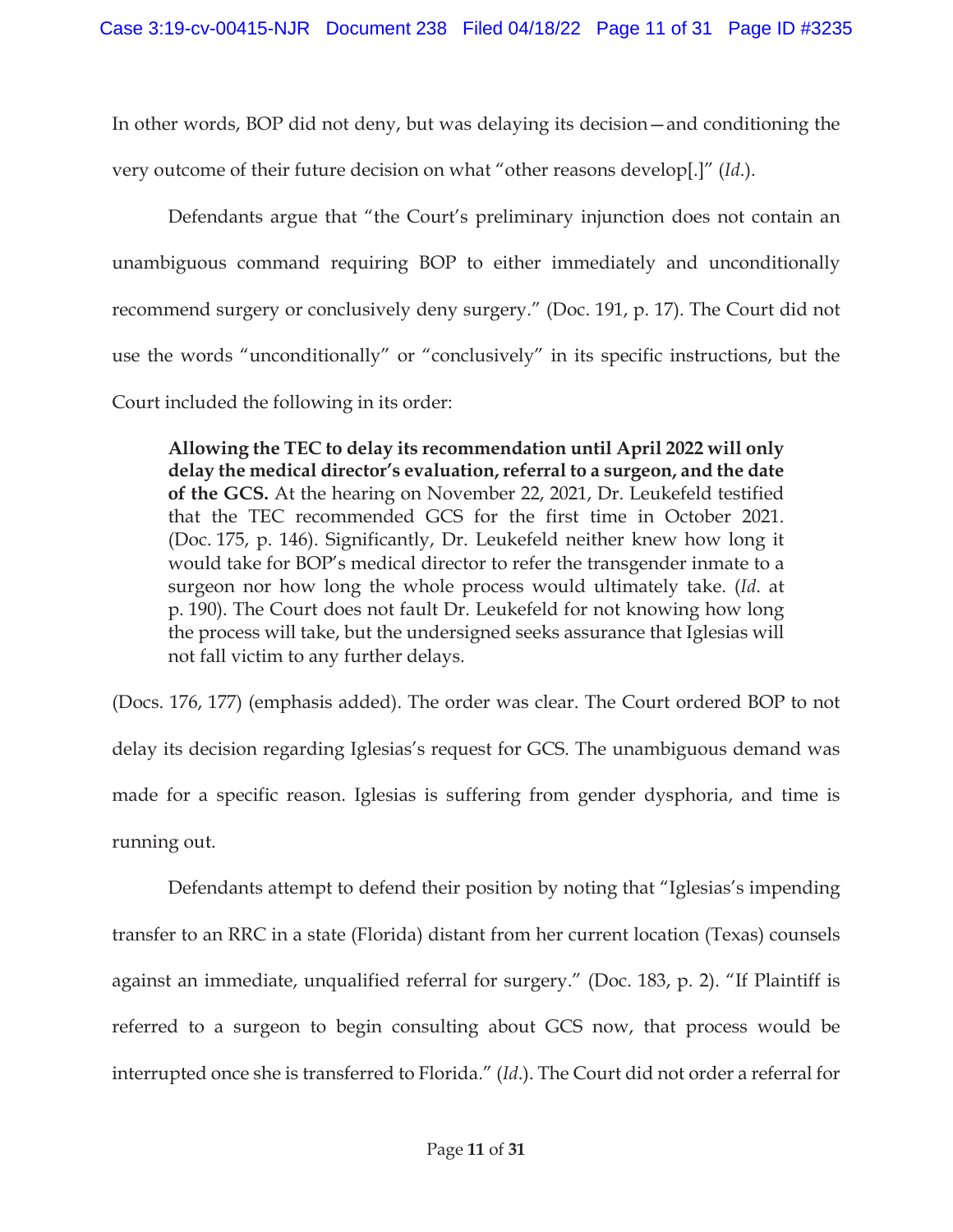In other words, BOP did not deny, but was delaying its decision—and conditioning the very outcome of their future decision on what "other reasons develop[.]" (*Id.*).

Defendants argue that "the Court's preliminary injunction does not contain an unambiguous command requiring BOP to either immediately and unconditionally recommend surgery or conclusively deny surgery." (Doc. 191, p. 17). The Court did not use the words "unconditionally" or "conclusively" in its specific instructions, but the Court included the following in its order:

> **Allowing the TEC to delay its recommendation until April 2022 will only delay the medical director's evaluation, referral to a surgeon, and the date of the GCS.** At the hearing on November 22, 2021, Dr. Leukefeld testified that the TEC recommended GCS for the first time in October 2021. (Doc. 175, p. 146). Significantly, Dr. Leukefeld neither knew how long it would take for BOP's medical director to refer the transgender inmate to a surgeon nor how long the whole process would ultimately take. (*Id.* at p. 190). The Court does not fault Dr. Leukefeld for not knowing how long the process will take, but the undersigned seeks assurance that Iglesias will not fall victim to any further delays.

(Docs. 176, 177) (emphasis added). The order was clear. The Court ordered BOP to not delay its decision regarding Iglesias's request for GCS. The unambiguous demand was made for a specific reason. Iglesias is suffering from gender dysphoria, and time is running out.

Defendants attempt to defend their position by noting that "Iglesias's impending transfer to an RRC in a state (Florida) distant from her current location (Texas) counsels against an immediate, unqualified referral for surgery." (Doc. 183, p. 2). "If Plaintiff is referred to a surgeon to begin consulting about GCS now, that process would be interrupted once she is transferred to Florida." (*Id.*). The Court did not order a referral for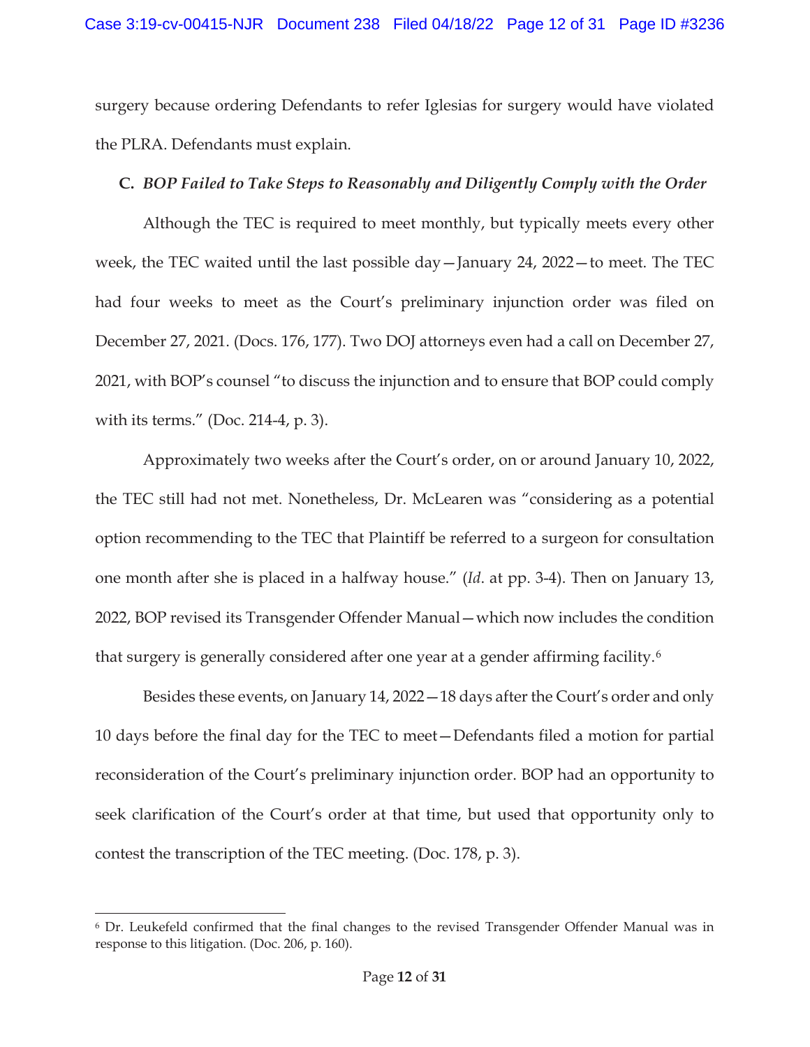surgery because ordering Defendants to refer Iglesias for surgery would have violated the PLRA. Defendants must explain.

### C. *BOP Failed to Take Steps to Reasonably and Diligently Comply with the Order*

Although the TEC is required to meet monthly, but typically meets every other week, the TEC waited until the last possible day—January 24, 2022—to meet. The TEC had four weeks to meet as the Court's preliminary injunction order was filed on December 27, 2021. (Docs. 176, 177). Two DOJ attorneys even had a call on December 27, 2021, with BOP's counsel "to discuss the injunction and to ensure that BOP could comply with its terms." (Doc. 214-4, p. 3).

Approximately two weeks after the Court's order, on or around January 10, 2022, the TEC still had not met. Nonetheless, Dr. McLearen was "considering as a potential option recommending to the TEC that Plaintiff be referred to a surgeon for consultation one month after she is placed in a halfway house." (*Id*. at pp. 3-4). Then on January 13, 2022, BOP revised its Transgender Offender Manual—which now includes the condition that surgery is generally considered after one year at a gender affirming facility.[6]

Besides these events, on January 14, 2022—18 days after the Court's order and only 10 days before the final day for the TEC to meet—Defendants filed a motion for partial reconsideration of the Court's preliminary injunction order. BOP had an opportunity to seek clarification of the Court's order at that time, but used that opportunity only to contest the transcription of the TEC meeting. (Doc. 178, p. 3).

---

[6] Dr. Leukefeld confirmed that the final changes to the revised Transgender Offender Manual was in response to this litigation. (Doc. 206, p. 160).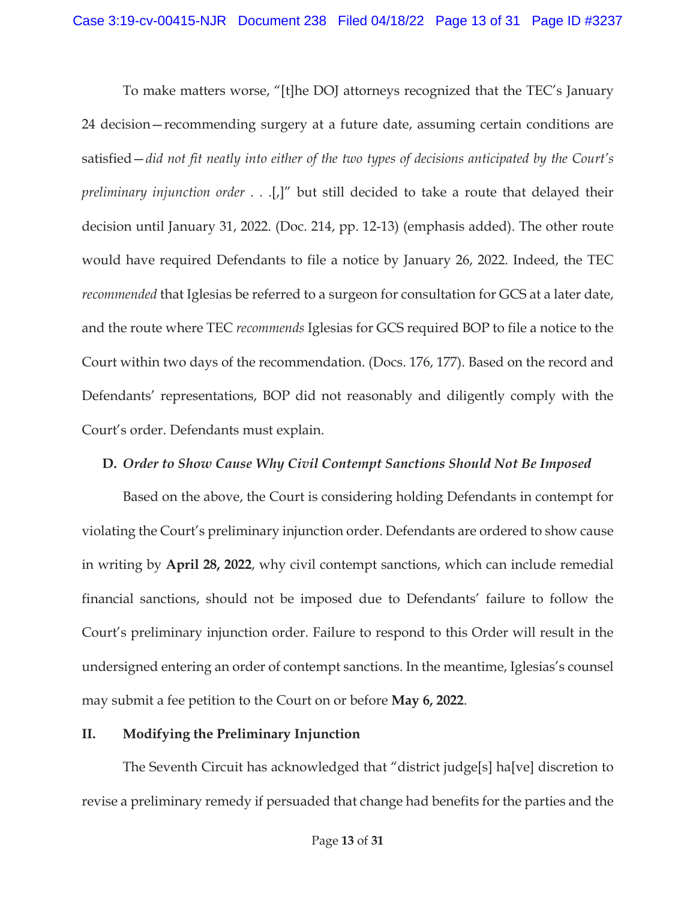To make matters worse, "[t]he DOJ attorneys recognized that the TEC's January 24 decision—recommending surgery at a future date, assuming certain conditions are satisfied—*did not fit neatly into either of the two types of decisions anticipated by the Court's preliminary injunction order* . . .[,]" but still decided to take a route that delayed their decision until January 31, 2022. (Doc. 214, pp. 12-13) (emphasis added). The other route would have required Defendants to file a notice by January 26, 2022. Indeed, the TEC *recommended* that Iglesias be referred to a surgeon for consultation for GCS at a later date, and the route where TEC *recommends* Iglesias for GCS required BOP to file a notice to the Court within two days of the recommendation. (Docs. 176, 177). Based on the record and Defendants' representations, BOP did not reasonably and diligently comply with the Court's order. Defendants must explain.

### D. *Order to Show Cause Why Civil Contempt Sanctions Should Not Be Imposed*

Based on the above, the Court is considering holding Defendants in contempt for violating the Court's preliminary injunction order. Defendants are ordered to show cause in writing by **April 28, 2022**, why civil contempt sanctions, which can include remedial financial sanctions, should not be imposed due to Defendants' failure to follow the Court's preliminary injunction order. Failure to respond to this Order will result in the undersigned entering an order of contempt sanctions. In the meantime, Iglesias's counsel may submit a fee petition to the Court on or before **May 6, 2022**.

## II. Modifying the Preliminary Injunction

The Seventh Circuit has acknowledged that "district judge[s] ha[ve] discretion to revise a preliminary remedy if persuaded that change had benefits for the parties and the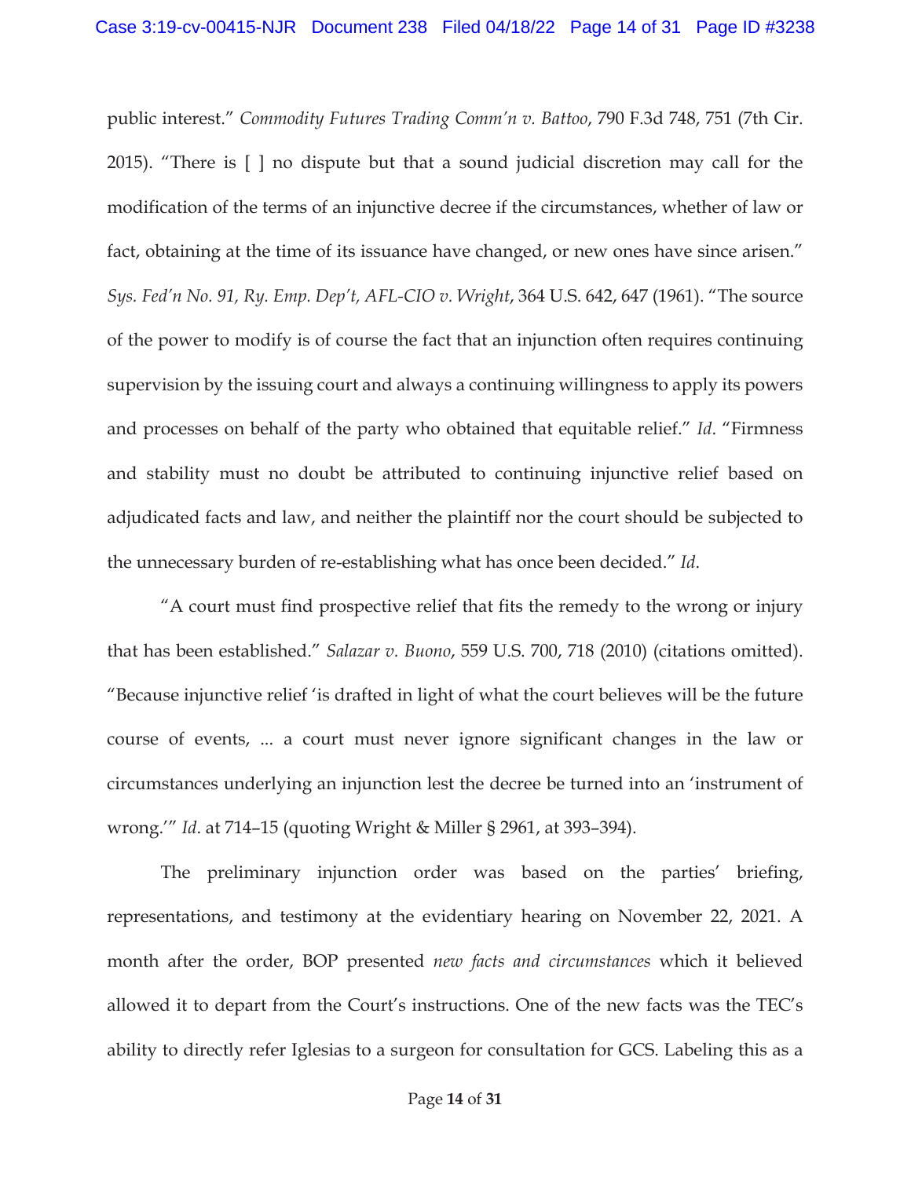public interest." *Commodity Futures Trading Comm'n v. Battoo*, 790 F.3d 748, 751 (7th Cir. 2015). "There is [ ] no dispute but that a sound judicial discretion may call for the modification of the terms of an injunctive decree if the circumstances, whether of law or fact, obtaining at the time of its issuance have changed, or new ones have since arisen." *Sys. Fed'n No. 91, Ry. Emp. Dep't, AFL-CIO v. Wright*, 364 U.S. 642, 647 (1961). "The source of the power to modify is of course the fact that an injunction often requires continuing supervision by the issuing court and always a continuing willingness to apply its powers and processes on behalf of the party who obtained that equitable relief." *Id*. "Firmness and stability must no doubt be attributed to continuing injunctive relief based on adjudicated facts and law, and neither the plaintiff nor the court should be subjected to the unnecessary burden of re-establishing what has once been decided." *Id*.

"A court must find prospective relief that fits the remedy to the wrong or injury that has been established." *Salazar v. Buono*, 559 U.S. 700, 718 (2010) (citations omitted). "Because injunctive relief 'is drafted in light of what the court believes will be the future course of events, ... a court must never ignore significant changes in the law or circumstances underlying an injunction lest the decree be turned into an 'instrument of wrong.'" *Id*. at 714–15 (quoting Wright & Miller § 2961, at 393–394).

The preliminary injunction order was based on the parties' briefing, representations, and testimony at the evidentiary hearing on November 22, 2021. A month after the order, BOP presented *new facts and circumstances* which it believed allowed it to depart from the Court's instructions. One of the new facts was the TEC's ability to directly refer Iglesias to a surgeon for consultation for GCS. Labeling this as a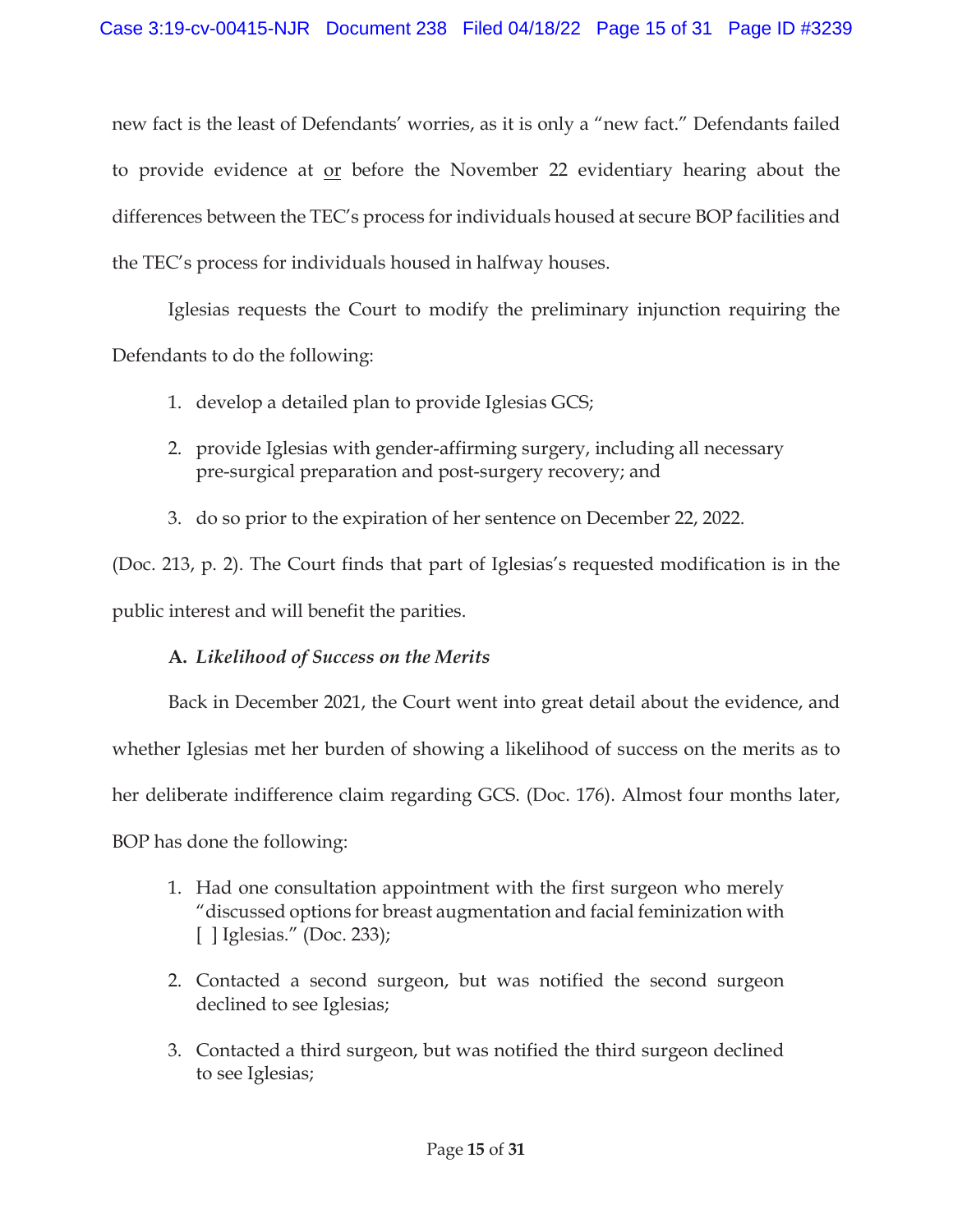new fact is the least of Defendants' worries, as it is only a "new fact." Defendants failed to provide evidence at <u>or</u> before the November 22 evidentiary hearing about the differences between the TEC's process for individuals housed at secure BOP facilities and the TEC's process for individuals housed in halfway houses.

Iglesias requests the Court to modify the preliminary injunction requiring the Defendants to do the following:

1. develop a detailed plan to provide Iglesias GCS;
2. provide Iglesias with gender-affirming surgery, including all necessary pre-surgical preparation and post-surgery recovery; and
3. do so prior to the expiration of her sentence on December 22, 2022.

(Doc. 213, p. 2). The Court finds that part of Iglesias's requested modification is in the public interest and will benefit the parities.

**A.** ***Likelihood of Success on the Merits***

Back in December 2021, the Court went into great detail about the evidence, and whether Iglesias met her burden of showing a likelihood of success on the merits as to her deliberate indifference claim regarding GCS. (Doc. 176). Almost four months later, BOP has done the following:

1. Had one consultation appointment with the first surgeon who merely "discussed options for breast augmentation and facial feminization with [ ] Iglesias." (Doc. 233);
2. Contacted a second surgeon, but was notified the second surgeon declined to see Iglesias;
3. Contacted a third surgeon, but was notified the third surgeon declined to see Iglesias;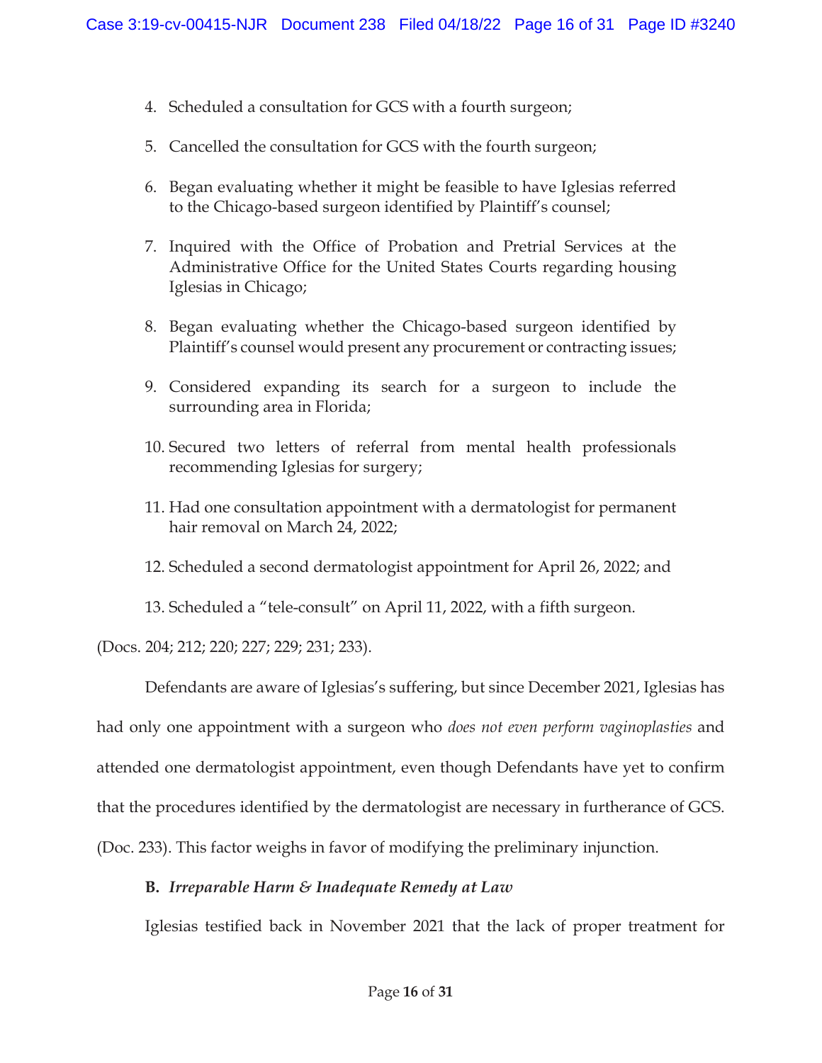4. Scheduled a consultation for GCS with a fourth surgeon;

5. Cancelled the consultation for GCS with the fourth surgeon;

6. Began evaluating whether it might be feasible to have Iglesias referred to the Chicago-based surgeon identified by Plaintiff's counsel;

7. Inquired with the Office of Probation and Pretrial Services at the Administrative Office for the United States Courts regarding housing Iglesias in Chicago;

8. Began evaluating whether the Chicago-based surgeon identified by Plaintiff's counsel would present any procurement or contracting issues;

9. Considered expanding its search for a surgeon to include the surrounding area in Florida;

10. Secured two letters of referral from mental health professionals recommending Iglesias for surgery;

11. Had one consultation appointment with a dermatologist for permanent hair removal on March 24, 2022;

12. Scheduled a second dermatologist appointment for April 26, 2022; and

13. Scheduled a "tele-consult" on April 11, 2022, with a fifth surgeon.

(Docs. 204; 212; 220; 227; 229; 231; 233).

Defendants are aware of Iglesias's suffering, but since December 2021, Iglesias has had only one appointment with a surgeon who *does not even perform vaginoplasties* and attended one dermatologist appointment, even though Defendants have yet to confirm that the procedures identified by the dermatologist are necessary in furtherance of GCS. (Doc. 233). This factor weighs in favor of modifying the preliminary injunction.

**B. *Irreparable Harm & Inadequate Remedy at Law***

Iglesias testified back in November 2021 that the lack of proper treatment for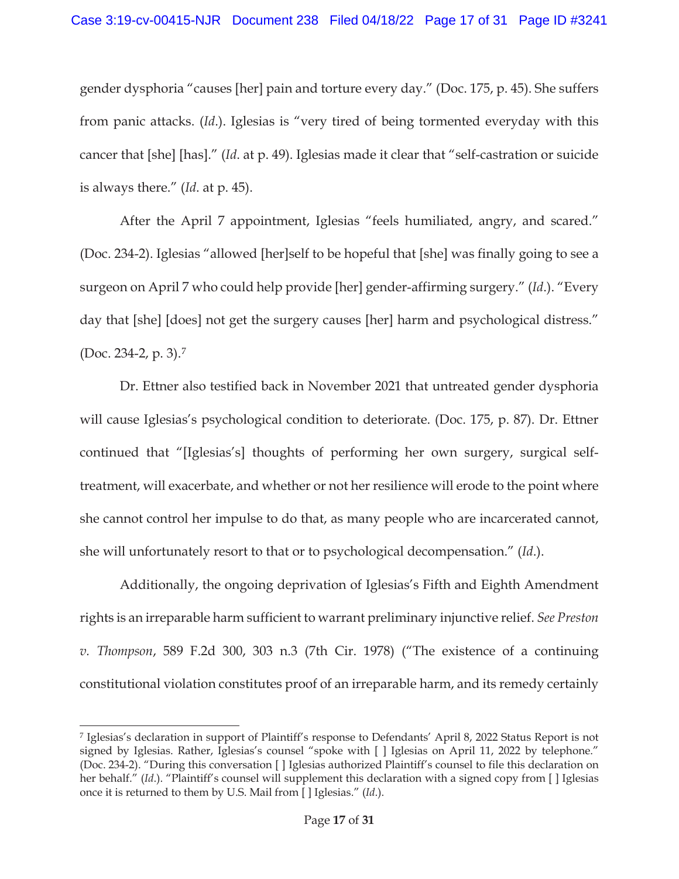gender dysphoria "causes [her] pain and torture every day." (Doc. 175, p. 45). She suffers from panic attacks. (*Id*.). Iglesias is "very tired of being tormented everyday with this cancer that [she] [has]." (*Id*. at p. 49). Iglesias made it clear that "self-castration or suicide is always there." (*Id*. at p. 45).

After the April 7 appointment, Iglesias "feels humiliated, angry, and scared." (Doc. 234-2). Iglesias "allowed [her]self to be hopeful that [she] was finally going to see a surgeon on April 7 who could help provide [her] gender-affirming surgery." (*Id*.). "Every day that [she] [does] not get the surgery causes [her] harm and psychological distress." (Doc. 234-2, p. 3).[7]

Dr. Ettner also testified back in November 2021 that untreated gender dysphoria will cause Iglesias's psychological condition to deteriorate. (Doc. 175, p. 87). Dr. Ettner continued that "[Iglesias's] thoughts of performing her own surgery, surgical self-treatment, will exacerbate, and whether or not her resilience will erode to the point where she cannot control her impulse to do that, as many people who are incarcerated cannot, she will unfortunately resort to that or to psychological decompensation." (*Id*.).

Additionally, the ongoing deprivation of Iglesias's Fifth and Eighth Amendment rights is an irreparable harm sufficient to warrant preliminary injunctive relief. *See Preston v. Thompson*, 589 F.2d 300, 303 n.3 (7th Cir. 1978) ("The existence of a continuing constitutional violation constitutes proof of an irreparable harm, and its remedy certainly

---

[7] Iglesias's declaration in support of Plaintiff's response to Defendants' April 8, 2022 Status Report is not signed by Iglesias. Rather, Iglesias's counsel "spoke with [ ] Iglesias on April 11, 2022 by telephone." (Doc. 234-2). "During this conversation [ ] Iglesias authorized Plaintiff's counsel to file this declaration on her behalf." (*Id*.). "Plaintiff's counsel will supplement this declaration with a signed copy from [ ] Iglesias once it is returned to them by U.S. Mail from [ ] Iglesias." (*Id*.).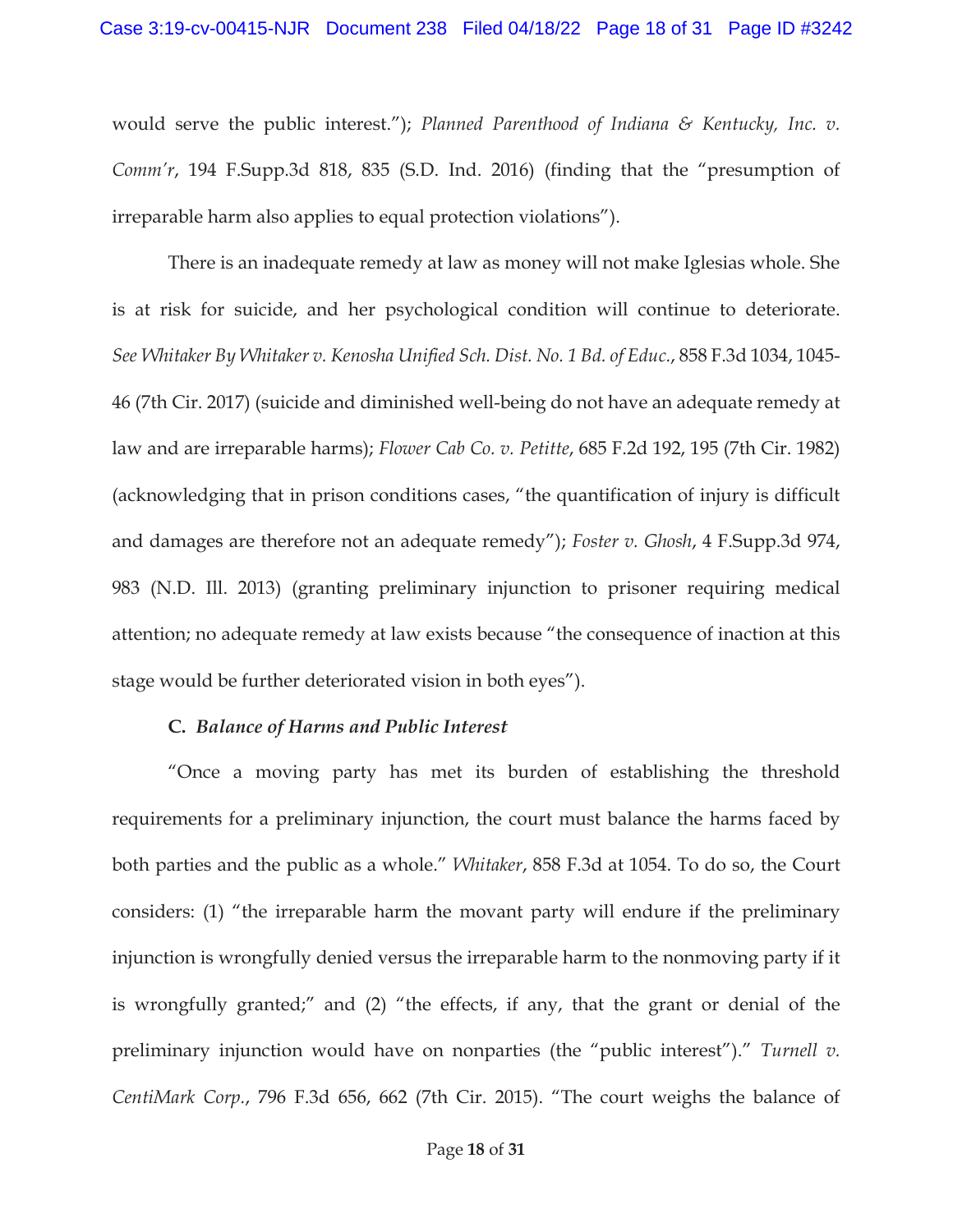would serve the public interest."); *Planned Parenthood of Indiana & Kentucky, Inc. v. Comm'r*, 194 F.Supp.3d 818, 835 (S.D. Ind. 2016) (finding that the "presumption of irreparable harm also applies to equal protection violations").

There is an inadequate remedy at law as money will not make Iglesias whole. She is at risk for suicide, and her psychological condition will continue to deteriorate. *See Whitaker By Whitaker v. Kenosha Unified Sch. Dist. No. 1 Bd. of Educ.*, 858 F.3d 1034, 1045-46 (7th Cir. 2017) (suicide and diminished well-being do not have an adequate remedy at law and are irreparable harms); *Flower Cab Co. v. Petitte*, 685 F.2d 192, 195 (7th Cir. 1982) (acknowledging that in prison conditions cases, "the quantification of injury is difficult and damages are therefore not an adequate remedy"); *Foster v. Ghosh*, 4 F.Supp.3d 974, 983 (N.D. Ill. 2013) (granting preliminary injunction to prisoner requiring medical attention; no adequate remedy at law exists because "the consequence of inaction at this stage would be further deteriorated vision in both eyes").

**C. *Balance of Harms and Public Interest***

"Once a moving party has met its burden of establishing the threshold requirements for a preliminary injunction, the court must balance the harms faced by both parties and the public as a whole." *Whitaker*, 858 F.3d at 1054. To do so, the Court considers: (1) "the irreparable harm the movant party will endure if the preliminary injunction is wrongfully denied versus the irreparable harm to the nonmoving party if it is wrongfully granted;" and (2) "the effects, if any, that the grant or denial of the preliminary injunction would have on nonparties (the "public interest")." *Turnell v. CentiMark Corp.*, 796 F.3d 656, 662 (7th Cir. 2015). "The court weighs the balance of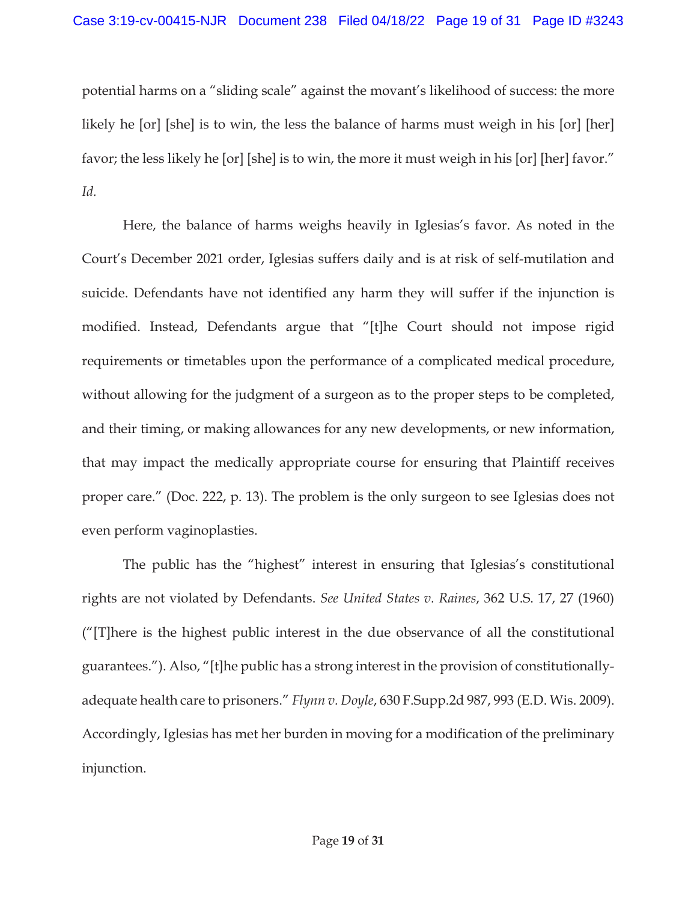potential harms on a "sliding scale" against the movant's likelihood of success: the more likely he [or] [she] is to win, the less the balance of harms must weigh in his [or] [her] favor; the less likely he [or] [she] is to win, the more it must weigh in his [or] [her] favor." *Id*.

Here, the balance of harms weighs heavily in Iglesias's favor. As noted in the Court's December 2021 order, Iglesias suffers daily and is at risk of self-mutilation and suicide. Defendants have not identified any harm they will suffer if the injunction is modified. Instead, Defendants argue that "[t]he Court should not impose rigid requirements or timetables upon the performance of a complicated medical procedure, without allowing for the judgment of a surgeon as to the proper steps to be completed, and their timing, or making allowances for any new developments, or new information, that may impact the medically appropriate course for ensuring that Plaintiff receives proper care." (Doc. 222, p. 13). The problem is the only surgeon to see Iglesias does not even perform vaginoplasties.

The public has the "highest" interest in ensuring that Iglesias's constitutional rights are not violated by Defendants. *See United States v. Raines*, 362 U.S. 17, 27 (1960) ("[T]here is the highest public interest in the due observance of all the constitutional guarantees."). Also, "[t]he public has a strong interest in the provision of constitutionally-adequate health care to prisoners." *Flynn v. Doyle*, 630 F.Supp.2d 987, 993 (E.D. Wis. 2009). Accordingly, Iglesias has met her burden in moving for a modification of the preliminary injunction.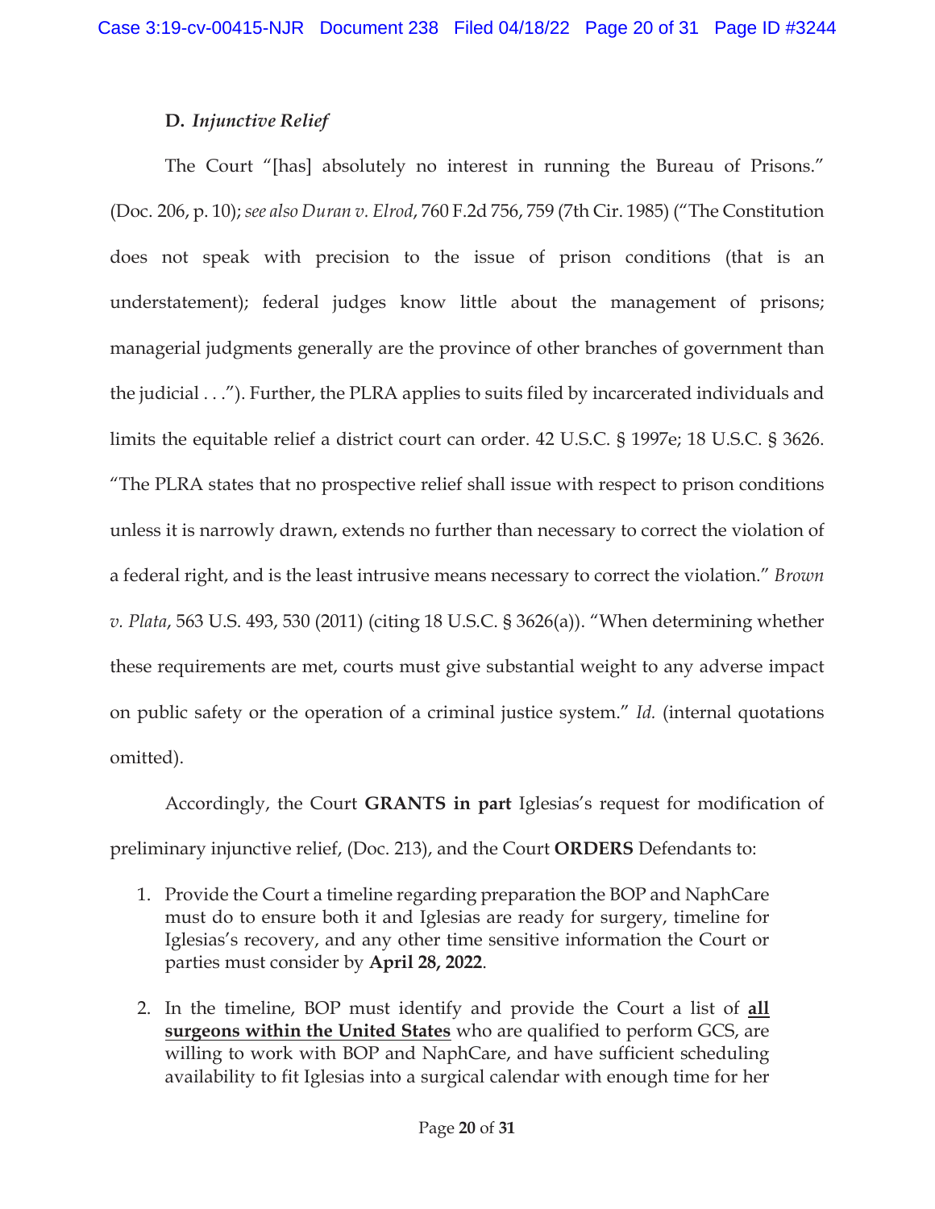### D. *Injunctive Relief*

The Court "[has] absolutely no interest in running the Bureau of Prisons." (Doc. 206, p. 10); *see also Duran v. Elrod*, 760 F.2d 756, 759 (7th Cir. 1985) ("The Constitution does not speak with precision to the issue of prison conditions (that is an understatement); federal judges know little about the management of prisons; managerial judgments generally are the province of other branches of government than the judicial . . ."). Further, the PLRA applies to suits filed by incarcerated individuals and limits the equitable relief a district court can order. 42 U.S.C. § 1997e; 18 U.S.C. § 3626. "The PLRA states that no prospective relief shall issue with respect to prison conditions unless it is narrowly drawn, extends no further than necessary to correct the violation of a federal right, and is the least intrusive means necessary to correct the violation." *Brown v. Plata*, 563 U.S. 493, 530 (2011) (citing 18 U.S.C. § 3626(a)). "When determining whether these requirements are met, courts must give substantial weight to any adverse impact on public safety or the operation of a criminal justice system." *Id.* (internal quotations omitted).

Accordingly, the Court **GRANTS in part** Iglesias's request for modification of preliminary injunctive relief, (Doc. 213), and the Court **ORDERS** Defendants to:

1. Provide the Court a timeline regarding preparation the BOP and NaphCare must do to ensure both it and Iglesias are ready for surgery, timeline for Iglesias's recovery, and any other time sensitive information the Court or parties must consider by **April 28, 2022**.

2. In the timeline, BOP must identify and provide the Court a list of <u>**all surgeons within the United States**</u> who are qualified to perform GCS, are willing to work with BOP and NaphCare, and have sufficient scheduling availability to fit Iglesias into a surgical calendar with enough time for her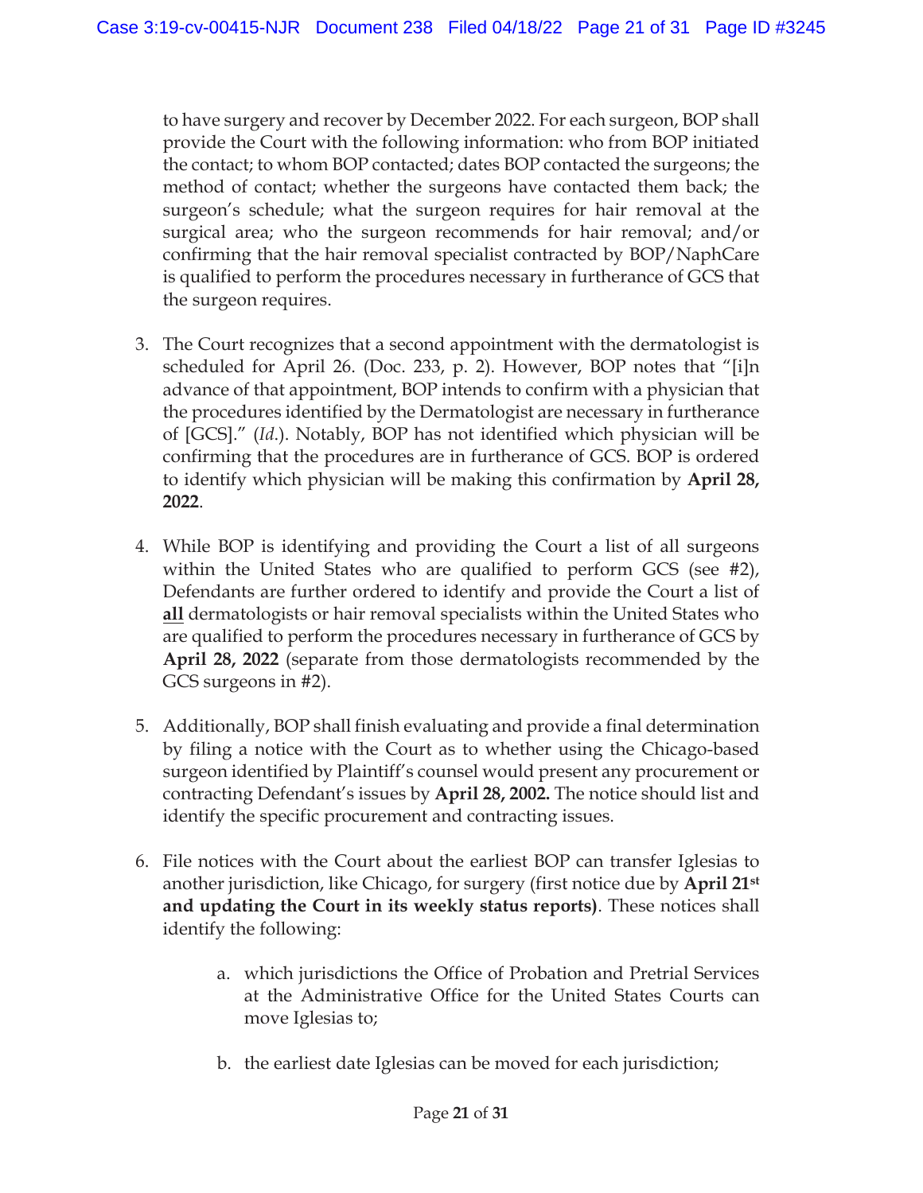to have surgery and recover by December 2022. For each surgeon, BOP shall provide the Court with the following information: who from BOP initiated the contact; to whom BOP contacted; dates BOP contacted the surgeons; the method of contact; whether the surgeons have contacted them back; the surgeon's schedule; what the surgeon requires for hair removal at the surgical area; who the surgeon recommends for hair removal; and/or confirming that the hair removal specialist contracted by BOP/NaphCare is qualified to perform the procedures necessary in furtherance of GCS that the surgeon requires.

3. The Court recognizes that a second appointment with the dermatologist is scheduled for April 26. (Doc. 233, p. 2). However, BOP notes that "[i]n advance of that appointment, BOP intends to confirm with a physician that the procedures identified by the Dermatologist are necessary in furtherance of [GCS]." (*Id.*). Notably, BOP has not identified which physician will be confirming that the procedures are in furtherance of GCS. BOP is ordered to identify which physician will be making this confirmation by **April 28, 2022**.

4. While BOP is identifying and providing the Court a list of all surgeons within the United States who are qualified to perform GCS (see #2), Defendants are further ordered to identify and provide the Court a list of **<u>all</u>** dermatologists or hair removal specialists within the United States who are qualified to perform the procedures necessary in furtherance of GCS by **April 28, 2022** (separate from those dermatologists recommended by the GCS surgeons in #2).

5. Additionally, BOP shall finish evaluating and provide a final determination by filing a notice with the Court as to whether using the Chicago-based surgeon identified by Plaintiff's counsel would present any procurement or contracting Defendant's issues by **April 28, 2002.** The notice should list and identify the specific procurement and contracting issues.

6. File notices with the Court about the earliest BOP can transfer Iglesias to another jurisdiction, like Chicago, for surgery (first notice due by **April 21st and updating the Court in its weekly status reports)**. These notices shall identify the following:

    a. which jurisdictions the Office of Probation and Pretrial Services at the Administrative Office for the United States Courts can move Iglesias to;

    b. the earliest date Iglesias can be moved for each jurisdiction;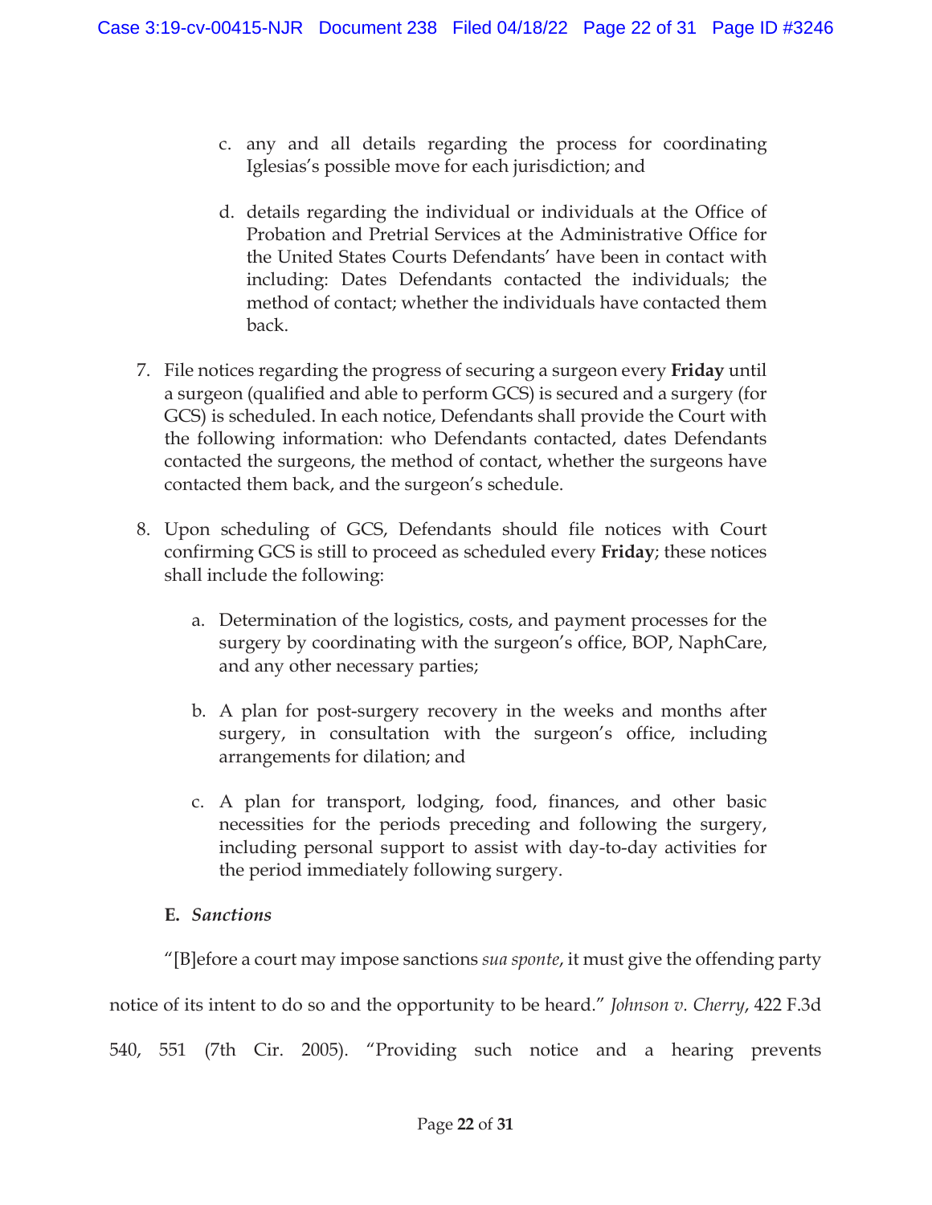c. any and all details regarding the process for coordinating Iglesias's possible move for each jurisdiction; and

d. details regarding the individual or individuals at the Office of Probation and Pretrial Services at the Administrative Office for the United States Courts Defendants' have been in contact with including: Dates Defendants contacted the individuals; the method of contact; whether the individuals have contacted them back.

7. File notices regarding the progress of securing a surgeon every **Friday** until a surgeon (qualified and able to perform GCS) is secured and a surgery (for GCS) is scheduled. In each notice, Defendants shall provide the Court with the following information: who Defendants contacted, dates Defendants contacted the surgeons, the method of contact, whether the surgeons have contacted them back, and the surgeon's schedule.

8. Upon scheduling of GCS, Defendants should file notices with Court confirming GCS is still to proceed as scheduled every **Friday**; these notices shall include the following:

   a. Determination of the logistics, costs, and payment processes for the surgery by coordinating with the surgeon's office, BOP, NaphCare, and any other necessary parties;

   b. A plan for post-surgery recovery in the weeks and months after surgery, in consultation with the surgeon's office, including arrangements for dilation; and

   c. A plan for transport, lodging, food, finances, and other basic necessities for the periods preceding and following the surgery, including personal support to assist with day-to-day activities for the period immediately following surgery.

### E. *Sanctions*

"[B]efore a court may impose sanctions *sua sponte*, it must give the offending party notice of its intent to do so and the opportunity to be heard." *Johnson v. Cherry*, 422 F.3d 540, 551 (7th Cir. 2005). "Providing such notice and a hearing prevents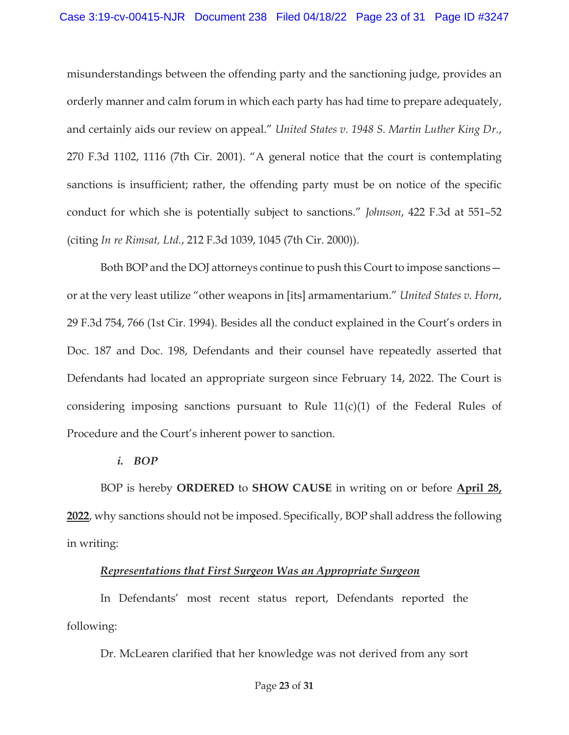misunderstandings between the offending party and the sanctioning judge, provides an orderly manner and calm forum in which each party has had time to prepare adequately, and certainly aids our review on appeal." *United States v. 1948 S. Martin Luther King Dr.*, 270 F.3d 1102, 1116 (7th Cir. 2001). "A general notice that the court is contemplating sanctions is insufficient; rather, the offending party must be on notice of the specific conduct for which she is potentially subject to sanctions." *Johnson*, 422 F.3d at 551–52 (citing *In re Rimsat, Ltd.*, 212 F.3d 1039, 1045 (7th Cir. 2000)).

Both BOP and the DOJ attorneys continue to push this Court to impose sanctions—or at the very least utilize "other weapons in [its] armamentarium." *United States v. Horn*, 29 F.3d 754, 766 (1st Cir. 1994). Besides all the conduct explained in the Court's orders in Doc. 187 and Doc. 198, Defendants and their counsel have repeatedly asserted that Defendants had located an appropriate surgeon since February 14, 2022. The Court is considering imposing sanctions pursuant to Rule 11(c)(1) of the Federal Rules of Procedure and the Court's inherent power to sanction.

***i. BOP***

BOP is hereby **ORDERED** to **SHOW CAUSE** in writing on or before **April 28, 2022**, why sanctions should not be imposed. Specifically, BOP shall address the following in writing:

***Representations that First Surgeon Was an Appropriate Surgeon***

In Defendants' most recent status report, Defendants reported the following:

Dr. McLearen clarified that her knowledge was not derived from any sort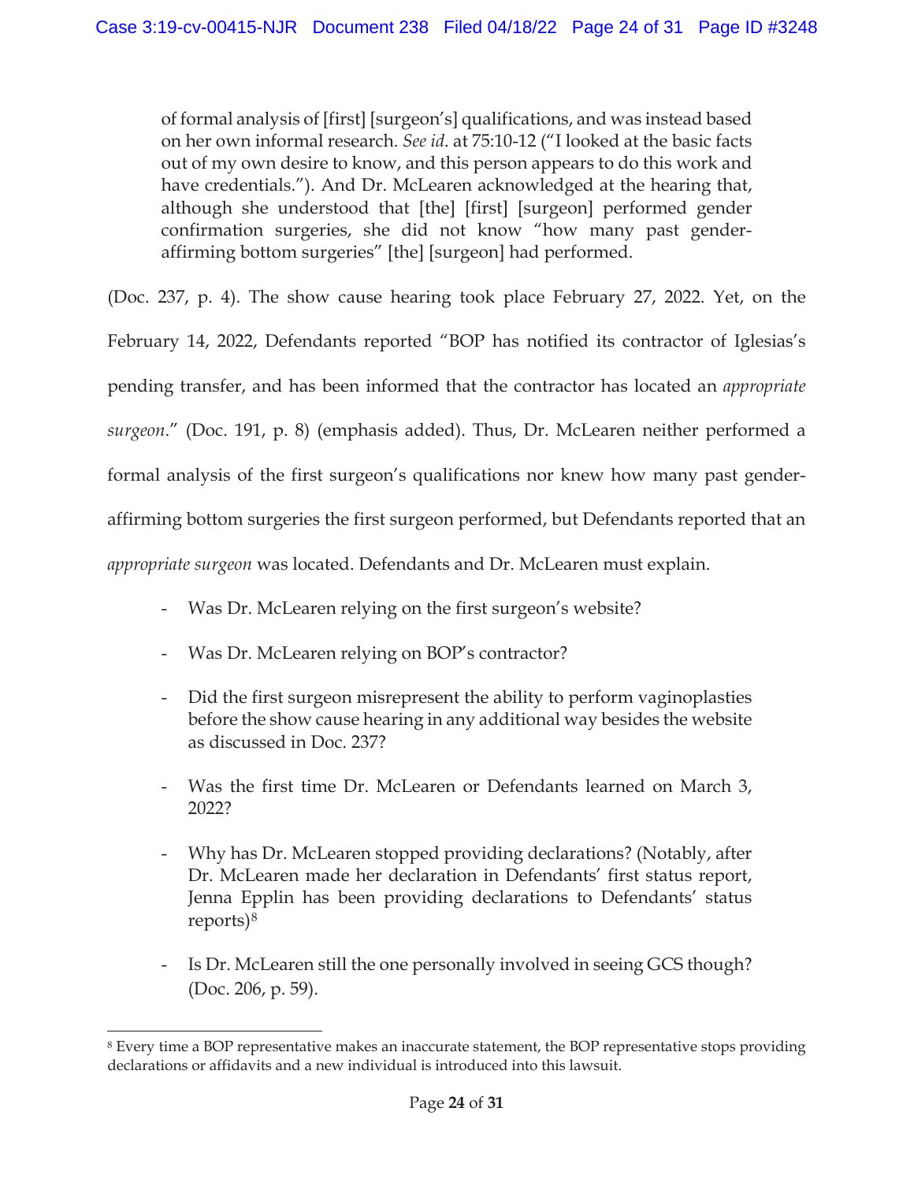> of formal analysis of [first] [surgeon's] qualifications, and was instead based on her own informal research. *See id.* at 75:10-12 ("I looked at the basic facts out of my own desire to know, and this person appears to do this work and have credentials."). And Dr. McLearen acknowledged at the hearing that, although she understood that [the] [first] [surgeon] performed gender confirmation surgeries, she did not know "how many past gender-affirming bottom surgeries" [the] [surgeon] had performed.

(Doc. 237, p. 4). The show cause hearing took place February 27, 2022. Yet, on the February 14, 2022, Defendants reported "BOP has notified its contractor of Iglesias's pending transfer, and has been informed that the contractor has located an *appropriate surgeon*." (Doc. 191, p. 8) (emphasis added). Thus, Dr. McLearen neither performed a formal analysis of the first surgeon's qualifications nor knew how many past gender-affirming bottom surgeries the first surgeon performed, but Defendants reported that an *appropriate surgeon* was located. Defendants and Dr. McLearen must explain.

- Was Dr. McLearen relying on the first surgeon's website?
- Was Dr. McLearen relying on BOP's contractor?
- Did the first surgeon misrepresent the ability to perform vaginoplasties before the show cause hearing in any additional way besides the website as discussed in Doc. 237?
- Was the first time Dr. McLearen or Defendants learned on March 3, 2022?
- Why has Dr. McLearen stopped providing declarations? (Notably, after Dr. McLearen made her declaration in Defendants' first status report, Jenna Epplin has been providing declarations to Defendants' status reports)[8]
- Is Dr. McLearen still the one personally involved in seeing GCS though? (Doc. 206, p. 59).

---

[8] Every time a BOP representative makes an inaccurate statement, the BOP representative stops providing declarations or affidavits and a new individual is introduced into this lawsuit.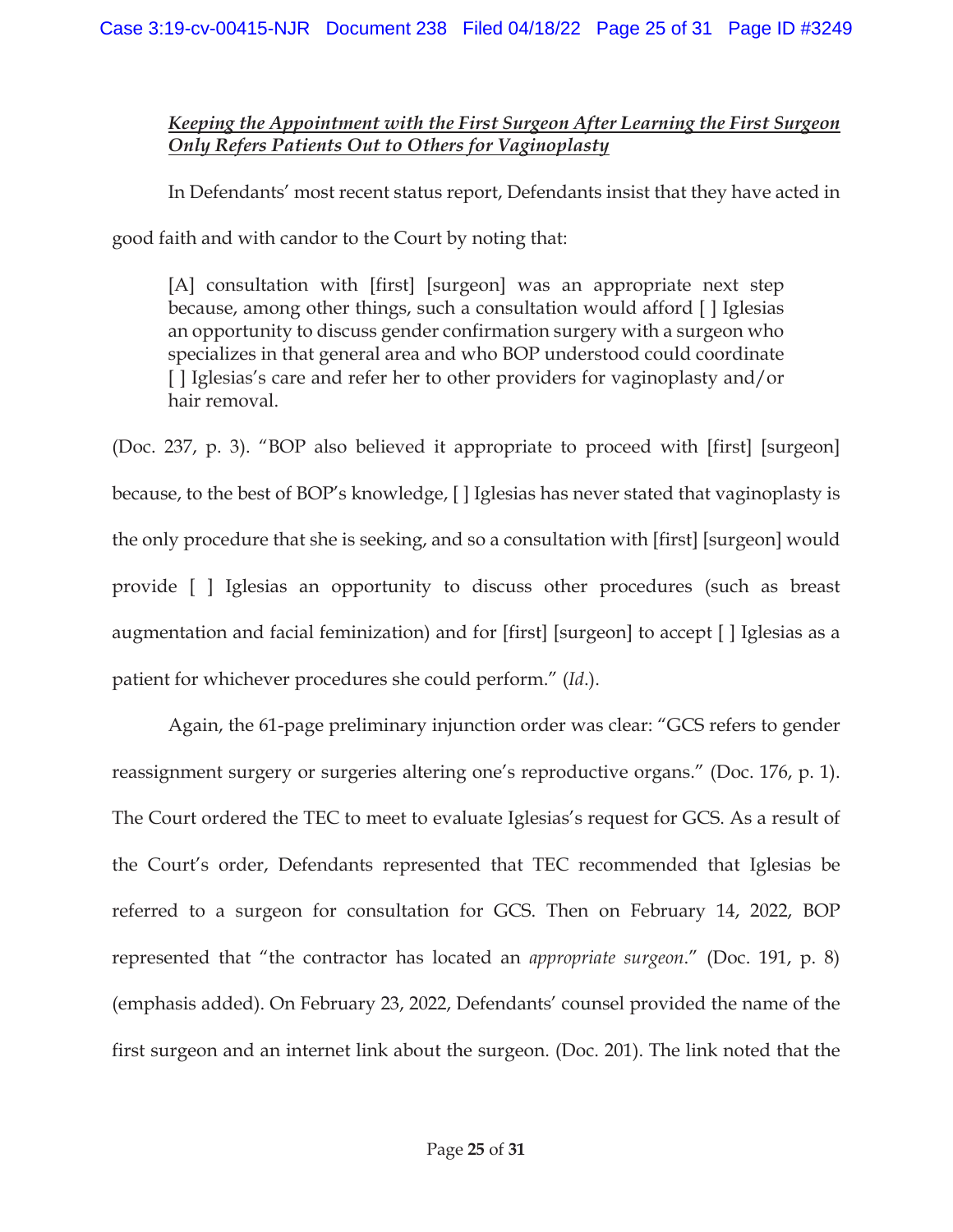***Keeping the Appointment with the First Surgeon After Learning the First Surgeon Only Refers Patients Out to Others for Vaginoplasty***

In Defendants' most recent status report, Defendants insist that they have acted in good faith and with candor to the Court by noting that:

> [A] consultation with [first] [surgeon] was an appropriate next step because, among other things, such a consultation would afford [ ] Iglesias an opportunity to discuss gender confirmation surgery with a surgeon who specializes in that general area and who BOP understood could coordinate [ ] Iglesias's care and refer her to other providers for vaginoplasty and/or hair removal.

(Doc. 237, p. 3). "BOP also believed it appropriate to proceed with [first] [surgeon] because, to the best of BOP's knowledge, [ ] Iglesias has never stated that vaginoplasty is the only procedure that she is seeking, and so a consultation with [first] [surgeon] would provide [ ] Iglesias an opportunity to discuss other procedures (such as breast augmentation and facial feminization) and for [first] [surgeon] to accept [ ] Iglesias as a patient for whichever procedures she could perform." (*Id.*).

Again, the 61-page preliminary injunction order was clear: "GCS refers to gender reassignment surgery or surgeries altering one's reproductive organs." (Doc. 176, p. 1). The Court ordered the TEC to meet to evaluate Iglesias's request for GCS. As a result of the Court's order, Defendants represented that TEC recommended that Iglesias be referred to a surgeon for consultation for GCS. Then on February 14, 2022, BOP represented that "the contractor has located an *appropriate surgeon*." (Doc. 191, p. 8) (emphasis added). On February 23, 2022, Defendants' counsel provided the name of the first surgeon and an internet link about the surgeon. (Doc. 201). The link noted that the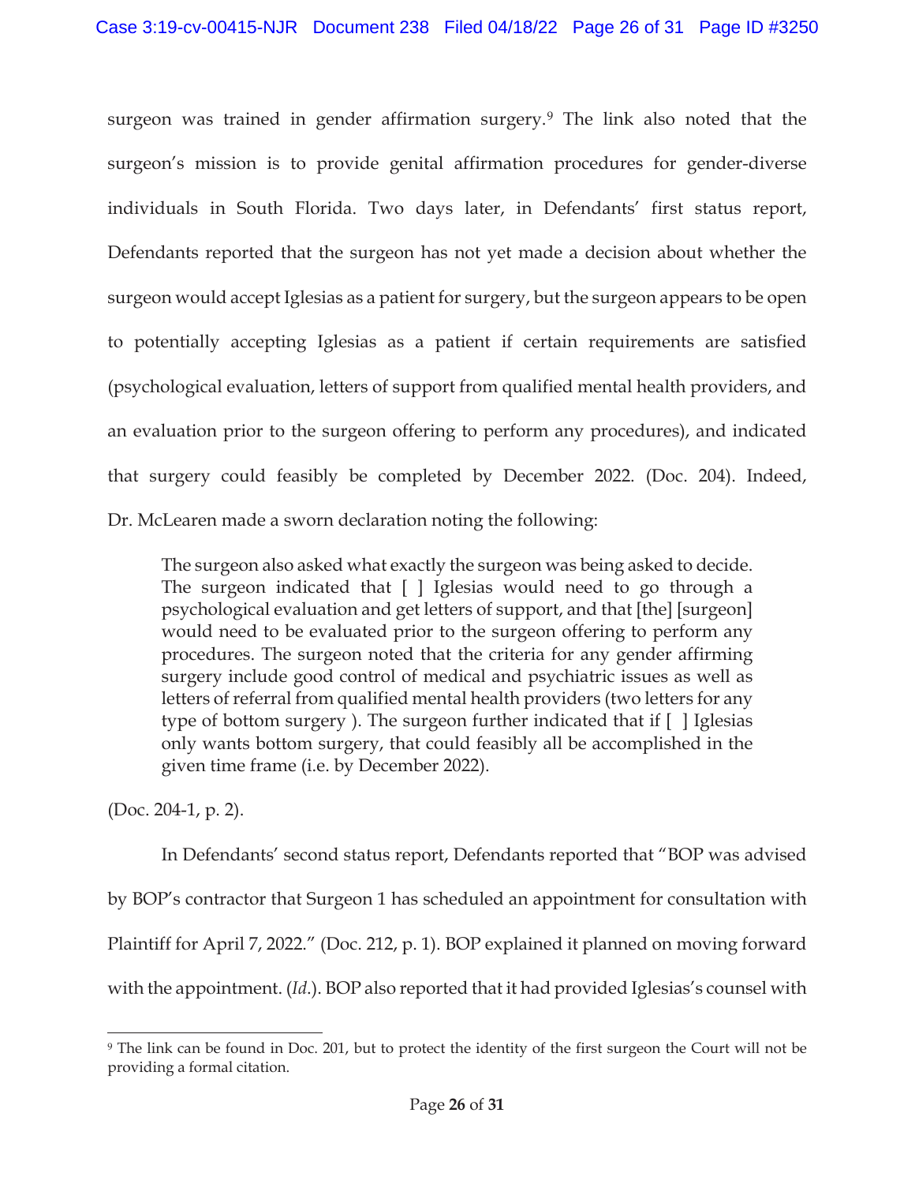surgeon was trained in gender affirmation surgery.[9] The link also noted that the surgeon's mission is to provide genital affirmation procedures for gender-diverse individuals in South Florida. Two days later, in Defendants' first status report, Defendants reported that the surgeon has not yet made a decision about whether the surgeon would accept Iglesias as a patient for surgery, but the surgeon appears to be open to potentially accepting Iglesias as a patient if certain requirements are satisfied (psychological evaluation, letters of support from qualified mental health providers, and an evaluation prior to the surgeon offering to perform any procedures), and indicated that surgery could feasibly be completed by December 2022. (Doc. 204). Indeed, Dr. McLearen made a sworn declaration noting the following:

> The surgeon also asked what exactly the surgeon was being asked to decide. The surgeon indicated that [ ] Iglesias would need to go through a psychological evaluation and get letters of support, and that [the] [surgeon] would need to be evaluated prior to the surgeon offering to perform any procedures. The surgeon noted that the criteria for any gender affirming surgery include good control of medical and psychiatric issues as well as letters of referral from qualified mental health providers (two letters for any type of bottom surgery ). The surgeon further indicated that if [ ] Iglesias only wants bottom surgery, that could feasibly all be accomplished in the given time frame (i.e. by December 2022).

(Doc. 204-1, p. 2).

In Defendants' second status report, Defendants reported that "BOP was advised by BOP's contractor that Surgeon 1 has scheduled an appointment for consultation with Plaintiff for April 7, 2022." (Doc. 212, p. 1). BOP explained it planned on moving forward with the appointment. (*Id.*). BOP also reported that it had provided Iglesias's counsel with

[9] The link can be found in Doc. 201, but to protect the identity of the first surgeon the Court will not be providing a formal citation.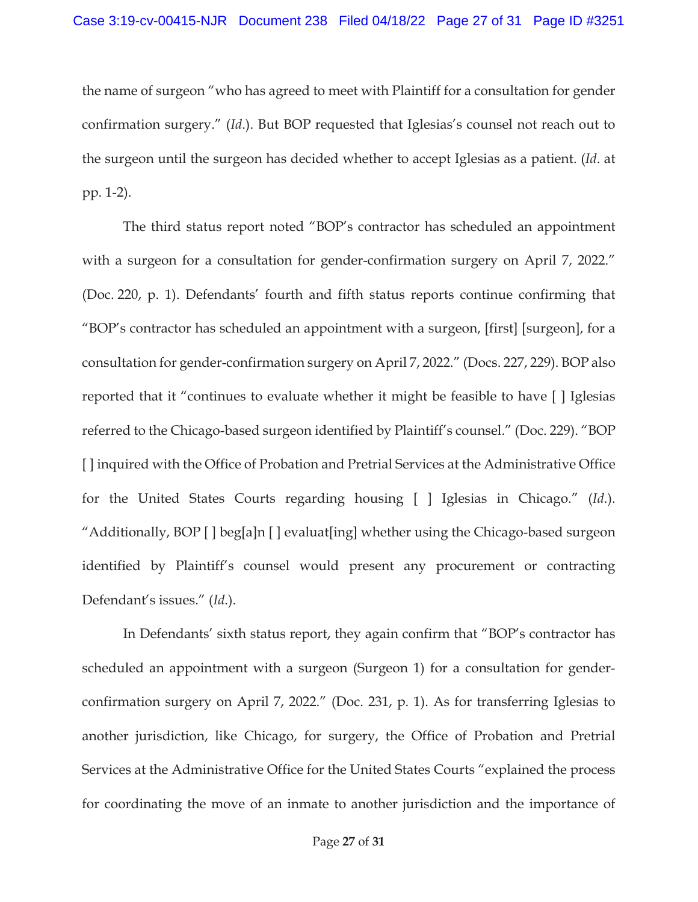the name of surgeon "who has agreed to meet with Plaintiff for a consultation for gender confirmation surgery." (*Id*.). But BOP requested that Iglesias's counsel not reach out to the surgeon until the surgeon has decided whether to accept Iglesias as a patient. (*Id*. at pp. 1-2).

The third status report noted "BOP's contractor has scheduled an appointment with a surgeon for a consultation for gender-confirmation surgery on April 7, 2022." (Doc. 220, p. 1). Defendants' fourth and fifth status reports continue confirming that "BOP's contractor has scheduled an appointment with a surgeon, [first] [surgeon], for a consultation for gender-confirmation surgery on April 7, 2022." (Docs. 227, 229). BOP also reported that it "continues to evaluate whether it might be feasible to have [ ] Iglesias referred to the Chicago-based surgeon identified by Plaintiff's counsel." (Doc. 229). "BOP [ ] inquired with the Office of Probation and Pretrial Services at the Administrative Office for the United States Courts regarding housing [ ] Iglesias in Chicago." (*Id*.). "Additionally, BOP [ ] beg[a]n [ ] evaluat[ing] whether using the Chicago-based surgeon identified by Plaintiff's counsel would present any procurement or contracting Defendant's issues." (*Id*.).

In Defendants' sixth status report, they again confirm that "BOP's contractor has scheduled an appointment with a surgeon (Surgeon 1) for a consultation for gender-confirmation surgery on April 7, 2022." (Doc. 231, p. 1). As for transferring Iglesias to another jurisdiction, like Chicago, for surgery, the Office of Probation and Pretrial Services at the Administrative Office for the United States Courts "explained the process for coordinating the move of an inmate to another jurisdiction and the importance of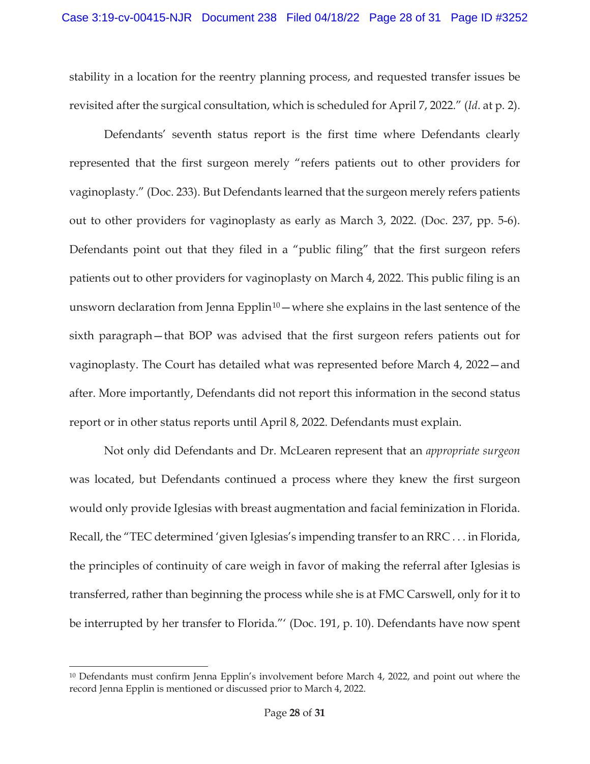stability in a location for the reentry planning process, and requested transfer issues be revisited after the surgical consultation, which is scheduled for April 7, 2022." (*Id*. at p. 2).

Defendants' seventh status report is the first time where Defendants clearly represented that the first surgeon merely "refers patients out to other providers for vaginoplasty." (Doc. 233). But Defendants learned that the surgeon merely refers patients out to other providers for vaginoplasty as early as March 3, 2022. (Doc. 237, pp. 5-6). Defendants point out that they filed in a "public filing" that the first surgeon refers patients out to other providers for vaginoplasty on March 4, 2022. This public filing is an unsworn declaration from Jenna Epplin[10]—where she explains in the last sentence of the sixth paragraph—that BOP was advised that the first surgeon refers patients out for vaginoplasty. The Court has detailed what was represented before March 4, 2022—and after. More importantly, Defendants did not report this information in the second status report or in other status reports until April 8, 2022. Defendants must explain.

Not only did Defendants and Dr. McLearen represent that an *appropriate surgeon* was located, but Defendants continued a process where they knew the first surgeon would only provide Iglesias with breast augmentation and facial feminization in Florida. Recall, the "TEC determined 'given Iglesias's impending transfer to an RRC . . . in Florida, the principles of continuity of care weigh in favor of making the referral after Iglesias is transferred, rather than beginning the process while she is at FMC Carswell, only for it to be interrupted by her transfer to Florida."' (Doc. 191, p. 10). Defendants have now spent

[10] Defendants must confirm Jenna Epplin's involvement before March 4, 2022, and point out where the record Jenna Epplin is mentioned or discussed prior to March 4, 2022.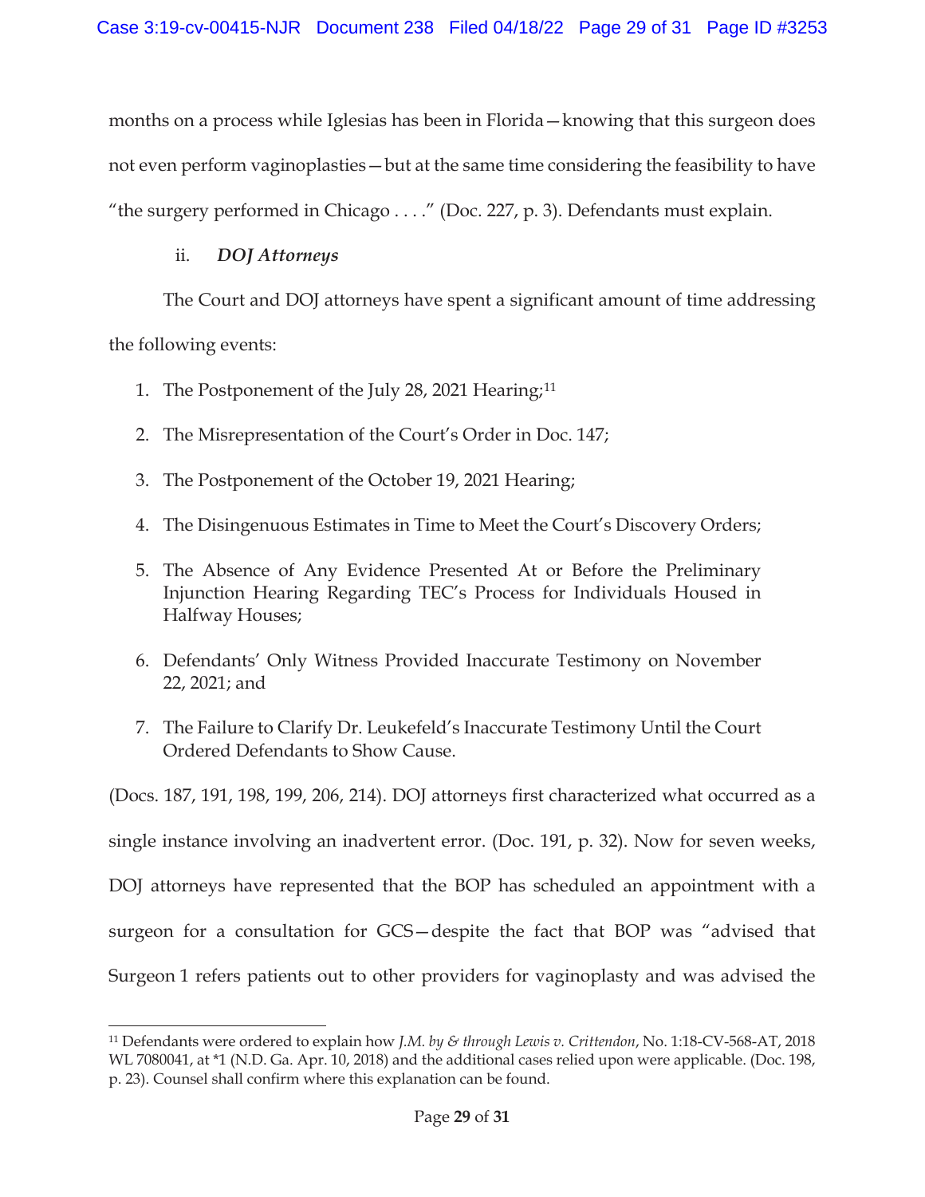months on a process while Iglesias has been in Florida—knowing that this surgeon does not even perform vaginoplasties—but at the same time considering the feasibility to have "the surgery performed in Chicago . . . ." (Doc. 227, p. 3). Defendants must explain.

ii. ***DOJ Attorneys***

The Court and DOJ attorneys have spent a significant amount of time addressing the following events:

1. The Postponement of the July 28, 2021 Hearing;[11]
2. The Misrepresentation of the Court's Order in Doc. 147;
3. The Postponement of the October 19, 2021 Hearing;
4. The Disingenuous Estimates in Time to Meet the Court's Discovery Orders;
5. The Absence of Any Evidence Presented At or Before the Preliminary Injunction Hearing Regarding TEC's Process for Individuals Housed in Halfway Houses;
6. Defendants' Only Witness Provided Inaccurate Testimony on November 22, 2021; and
7. The Failure to Clarify Dr. Leukefeld's Inaccurate Testimony Until the Court Ordered Defendants to Show Cause.

(Docs. 187, 191, 198, 199, 206, 214). DOJ attorneys first characterized what occurred as a single instance involving an inadvertent error. (Doc. 191, p. 32). Now for seven weeks, DOJ attorneys have represented that the BOP has scheduled an appointment with a surgeon for a consultation for GCS—despite the fact that BOP was "advised that Surgeon 1 refers patients out to other providers for vaginoplasty and was advised the

[11] Defendants were ordered to explain how *J.M. by & through Lewis v. Crittendon*, No. 1:18-CV-568-AT, 2018 WL 7080041, at *1 (N.D. Ga. Apr. 10, 2018) and the additional cases relied upon were applicable. (Doc. 198, p. 23). Counsel shall confirm where this explanation can be found.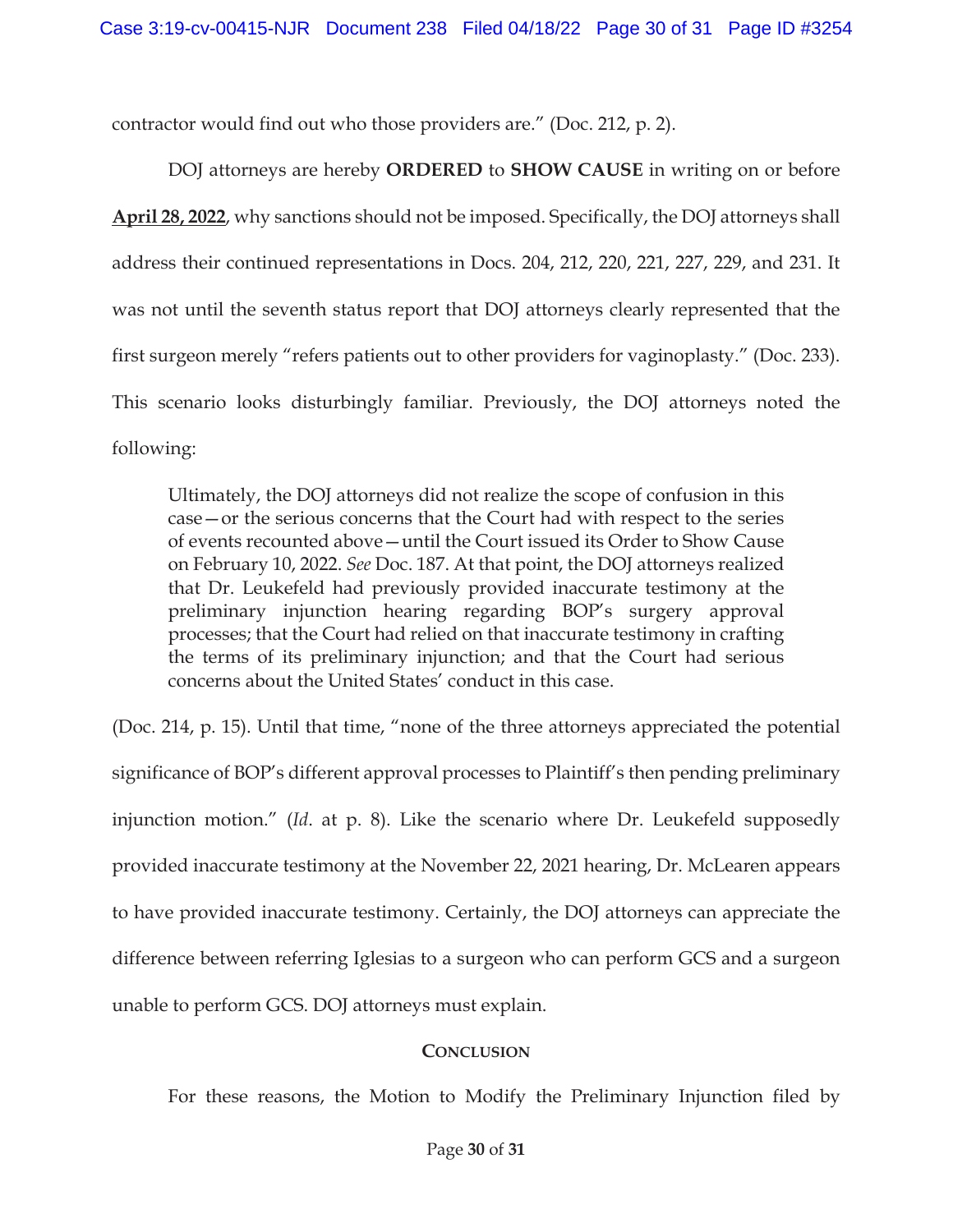contractor would find out who those providers are." (Doc. 212, p. 2).

DOJ attorneys are hereby **ORDERED** to **SHOW CAUSE** in writing on or before **April 28, 2022**, why sanctions should not be imposed. Specifically, the DOJ attorneys shall address their continued representations in Docs. 204, 212, 220, 221, 227, 229, and 231. It was not until the seventh status report that DOJ attorneys clearly represented that the first surgeon merely "refers patients out to other providers for vaginoplasty." (Doc. 233). This scenario looks disturbingly familiar. Previously, the DOJ attorneys noted the following:

> Ultimately, the DOJ attorneys did not realize the scope of confusion in this case—or the serious concerns that the Court had with respect to the series of events recounted above—until the Court issued its Order to Show Cause on February 10, 2022. *See* Doc. 187. At that point, the DOJ attorneys realized that Dr. Leukefeld had previously provided inaccurate testimony at the preliminary injunction hearing regarding BOP's surgery approval processes; that the Court had relied on that inaccurate testimony in crafting the terms of its preliminary injunction; and that the Court had serious concerns about the United States' conduct in this case.

(Doc. 214, p. 15). Until that time, "none of the three attorneys appreciated the potential significance of BOP's different approval processes to Plaintiff's then pending preliminary injunction motion." (*Id.* at p. 8). Like the scenario where Dr. Leukefeld supposedly provided inaccurate testimony at the November 22, 2021 hearing, Dr. McLearen appears to have provided inaccurate testimony. Certainly, the DOJ attorneys can appreciate the difference between referring Iglesias to a surgeon who can perform GCS and a surgeon unable to perform GCS. DOJ attorneys must explain.

## CONCLUSION

For these reasons, the Motion to Modify the Preliminary Injunction filed by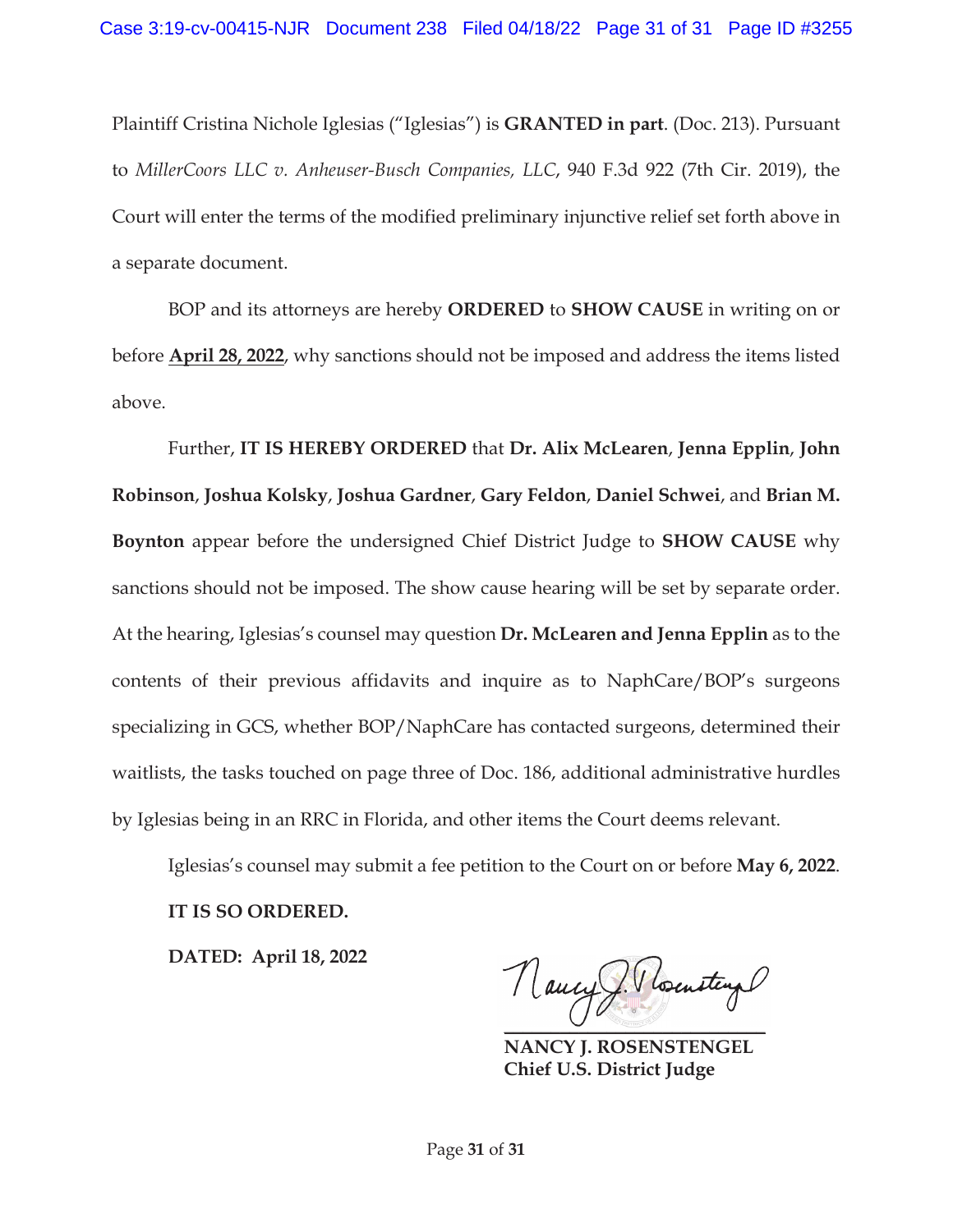Plaintiff Cristina Nichole Iglesias ("Iglesias") is **GRANTED in part**. (Doc. 213). Pursuant to *MillerCoors LLC v. Anheuser-Busch Companies, LLC*, 940 F.3d 922 (7th Cir. 2019), the Court will enter the terms of the modified preliminary injunctive relief set forth above in a separate document.

BOP and its attorneys are hereby **ORDERED** to **SHOW CAUSE** in writing on or before **April 28, 2022**, why sanctions should not be imposed and address the items listed above.

Further, **IT IS HEREBY ORDERED** that **Dr. Alix McLearen**, **Jenna Epplin**, **John Robinson**, **Joshua Kolsky**, **Joshua Gardner**, **Gary Feldon**, **Daniel Schwei**, and **Brian M. Boynton** appear before the undersigned Chief District Judge to **SHOW CAUSE** why sanctions should not be imposed. The show cause hearing will be set by separate order. At the hearing, Iglesias's counsel may question **Dr. McLearen and Jenna Epplin** as to the contents of their previous affidavits and inquire as to NaphCare/BOP's surgeons specializing in GCS, whether BOP/NaphCare has contacted surgeons, determined their waitlists, the tasks touched on page three of Doc. 186, additional administrative hurdles by Iglesias being in an RRC in Florida, and other items the Court deems relevant.

Iglesias's counsel may submit a fee petition to the Court on or before **May 6, 2022**.

**IT IS SO ORDERED.**

**DATED: April 18, 2022**

**NANCY J. ROSENSTENGEL**
**Chief U.S. District Judge**